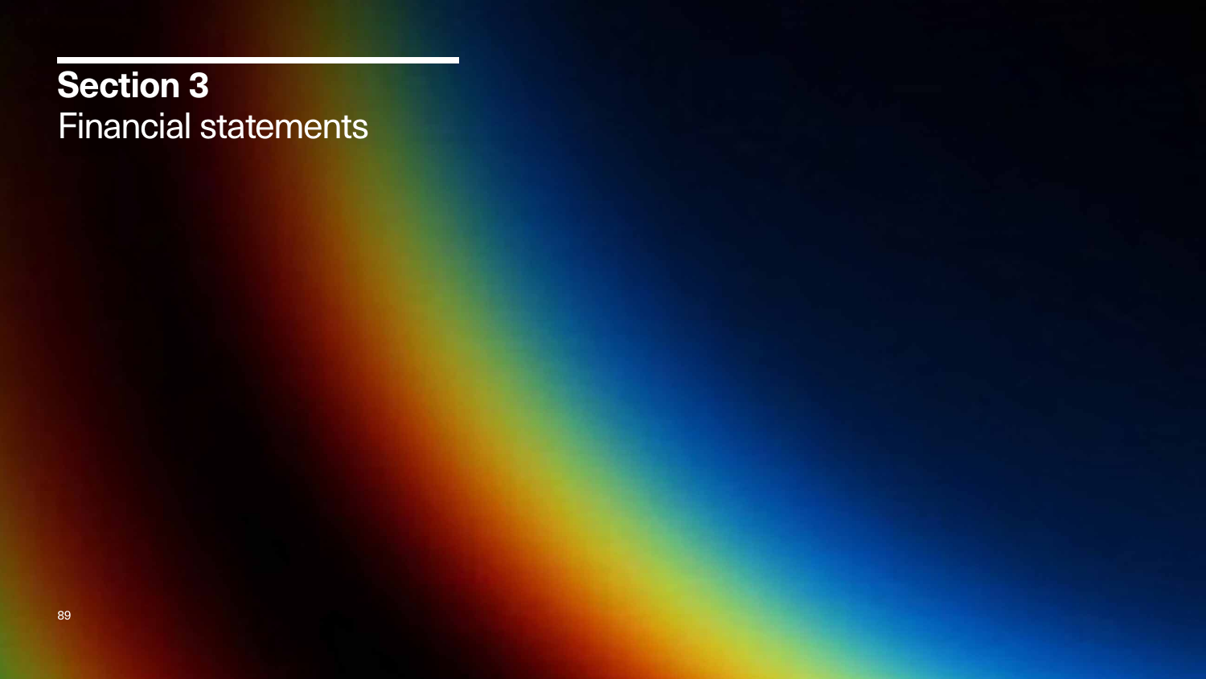# Section 3
## Financial statements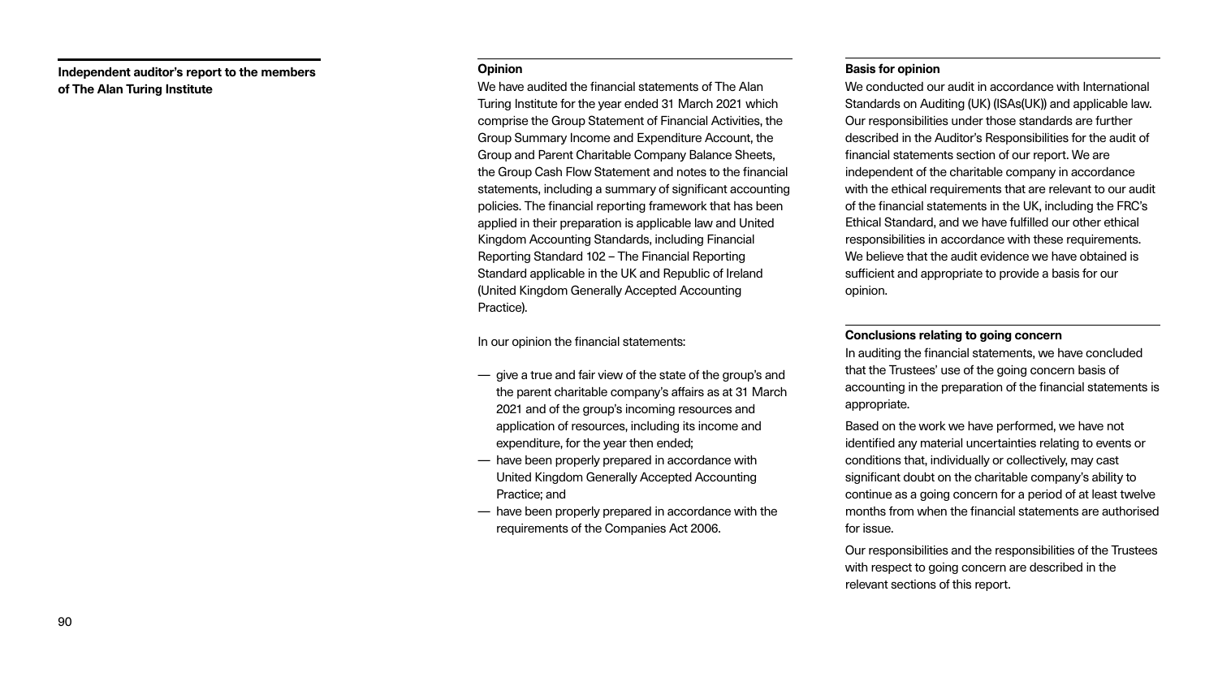## Independent auditor's report to the members of The Alan Turing Institute

### Opinion

We have audited the financial statements of The Alan Turing Institute for the year ended 31 March 2021 which comprise the Group Statement of Financial Activities, the Group Summary Income and Expenditure Account, the Group and Parent Charitable Company Balance Sheets, the Group Cash Flow Statement and notes to the financial statements, including a summary of significant accounting policies. The financial reporting framework that has been applied in their preparation is applicable law and United Kingdom Accounting Standards, including Financial Reporting Standard 102 – The Financial Reporting Standard applicable in the UK and Republic of Ireland (United Kingdom Generally Accepted Accounting Practice).

In our opinion the financial statements:

- give a true and fair view of the state of the group's and the parent charitable company's affairs as at 31 March 2021 and of the group's incoming resources and application of resources, including its income and expenditure, for the year then ended;
- have been properly prepared in accordance with United Kingdom Generally Accepted Accounting Practice; and
- have been properly prepared in accordance with the requirements of the Companies Act 2006.

### Basis for opinion

We conducted our audit in accordance with International Standards on Auditing (UK) (ISAs(UK)) and applicable law. Our responsibilities under those standards are further described in the Auditor's Responsibilities for the audit of financial statements section of our report. We are independent of the charitable company in accordance with the ethical requirements that are relevant to our audit of the financial statements in the UK, including the FRC's Ethical Standard, and we have fulfilled our other ethical responsibilities in accordance with these requirements. We believe that the audit evidence we have obtained is sufficient and appropriate to provide a basis for our opinion.

### Conclusions relating to going concern

In auditing the financial statements, we have concluded that the Trustees' use of the going concern basis of accounting in the preparation of the financial statements is appropriate.

Based on the work we have performed, we have not identified any material uncertainties relating to events or conditions that, individually or collectively, may cast significant doubt on the charitable company's ability to continue as a going concern for a period of at least twelve months from when the financial statements are authorised for issue.

Our responsibilities and the responsibilities of the Trustees with respect to going concern are described in the relevant sections of this report.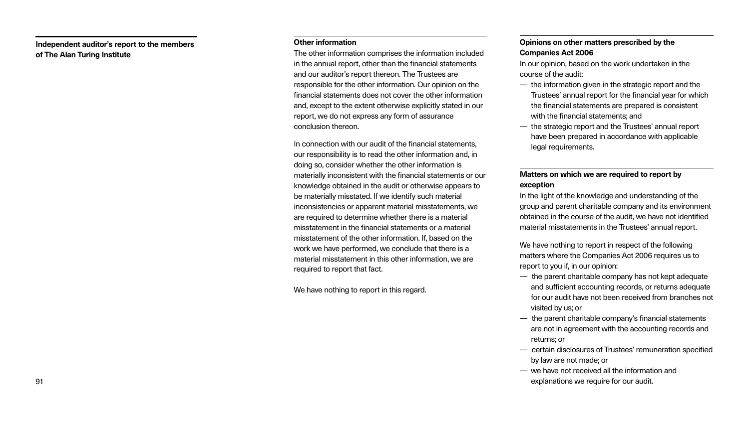## Independent auditor's report to the members of The Alan Turing Institute

### Other information

The other information comprises the information included in the annual report, other than the financial statements and our auditor's report thereon. The Trustees are responsible for the other information. Our opinion on the financial statements does not cover the other information and, except to the extent otherwise explicitly stated in our report, we do not express any form of assurance conclusion thereon.

In connection with our audit of the financial statements, our responsibility is to read the other information and, in doing so, consider whether the other information is materially inconsistent with the financial statements or our knowledge obtained in the audit or otherwise appears to be materially misstated. If we identify such material inconsistencies or apparent material misstatements, we are required to determine whether there is a material misstatement in the financial statements or a material misstatement of the other information. If, based on the work we have performed, we conclude that there is a material misstatement in this other information, we are required to report that fact.

We have nothing to report in this regard.

### Opinions on other matters prescribed by the Companies Act 2006

In our opinion, based on the work undertaken in the course of the audit:

- the information given in the strategic report and the Trustees' annual report for the financial year for which the financial statements are prepared is consistent with the financial statements; and
- the strategic report and the Trustees' annual report have been prepared in accordance with applicable legal requirements.

### Matters on which we are required to report by exception

In the light of the knowledge and understanding of the group and parent charitable company and its environment obtained in the course of the audit, we have not identified material misstatements in the Trustees' annual report.

We have nothing to report in respect of the following matters where the Companies Act 2006 requires us to report to you if, in our opinion:

- the parent charitable company has not kept adequate and sufficient accounting records, or returns adequate for our audit have not been received from branches not visited by us; or
- the parent charitable company's financial statements are not in agreement with the accounting records and returns; or
- certain disclosures of Trustees' remuneration specified by law are not made; or
- we have not received all the information and explanations we require for our audit.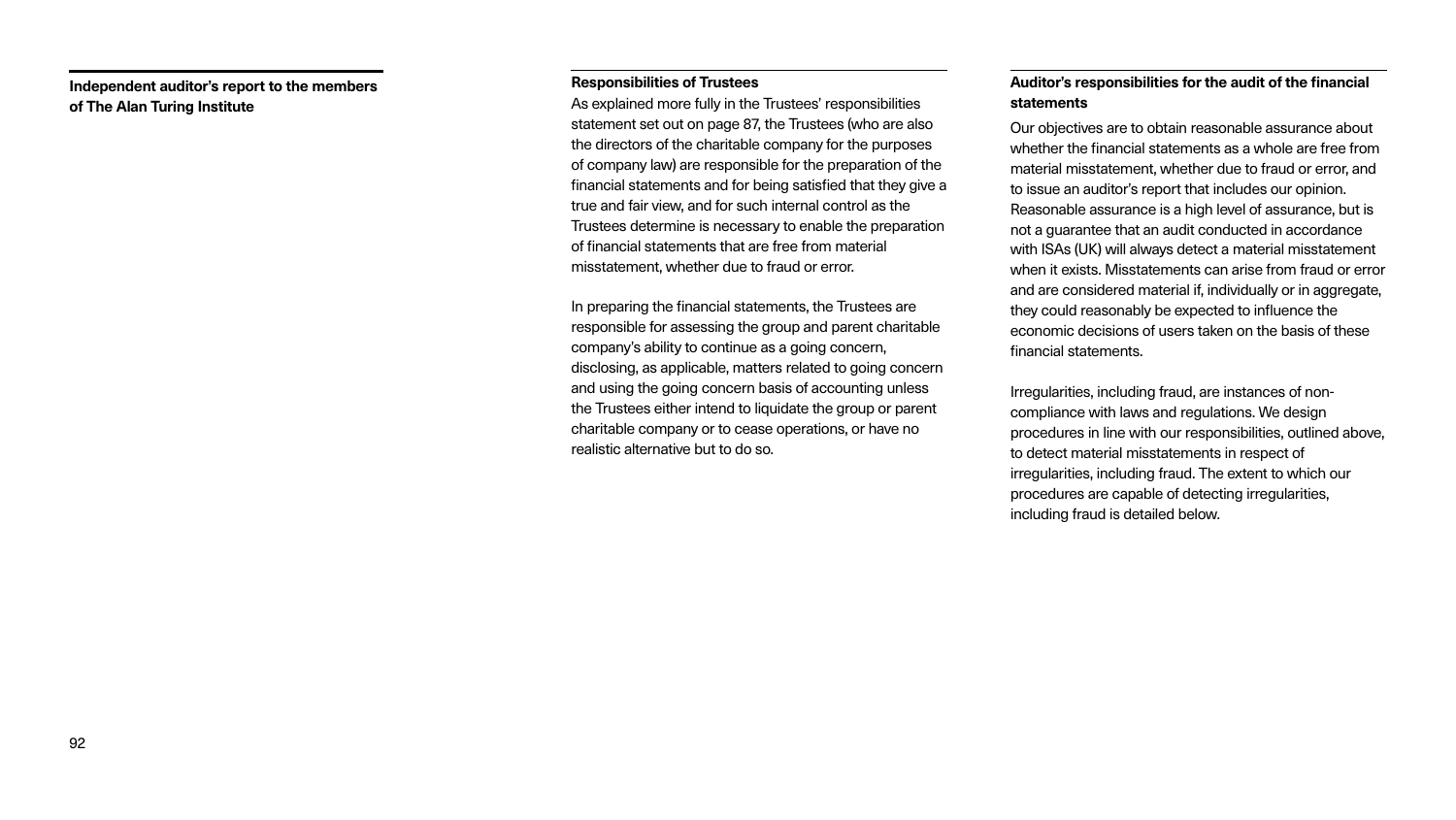## Independent auditor's report to the members of The Alan Turing Institute

### Responsibilities of Trustees

As explained more fully in the Trustees' responsibilities statement set out on page 87, the Trustees (who are also the directors of the charitable company for the purposes of company law) are responsible for the preparation of the financial statements and for being satisfied that they give a true and fair view, and for such internal control as the Trustees determine is necessary to enable the preparation of financial statements that are free from material misstatement, whether due to fraud or error.

In preparing the financial statements, the Trustees are responsible for assessing the group and parent charitable company's ability to continue as a going concern, disclosing, as applicable, matters related to going concern and using the going concern basis of accounting unless the Trustees either intend to liquidate the group or parent charitable company or to cease operations, or have no realistic alternative but to do so.

### Auditor's responsibilities for the audit of the financial statements

Our objectives are to obtain reasonable assurance about whether the financial statements as a whole are free from material misstatement, whether due to fraud or error, and to issue an auditor's report that includes our opinion. Reasonable assurance is a high level of assurance, but is not a guarantee that an audit conducted in accordance with ISAs (UK) will always detect a material misstatement when it exists. Misstatements can arise from fraud or error and are considered material if, individually or in aggregate, they could reasonably be expected to influence the economic decisions of users taken on the basis of these financial statements.

Irregularities, including fraud, are instances of non-compliance with laws and regulations. We design procedures in line with our responsibilities, outlined above, to detect material misstatements in respect of irregularities, including fraud. The extent to which our procedures are capable of detecting irregularities, including fraud is detailed below.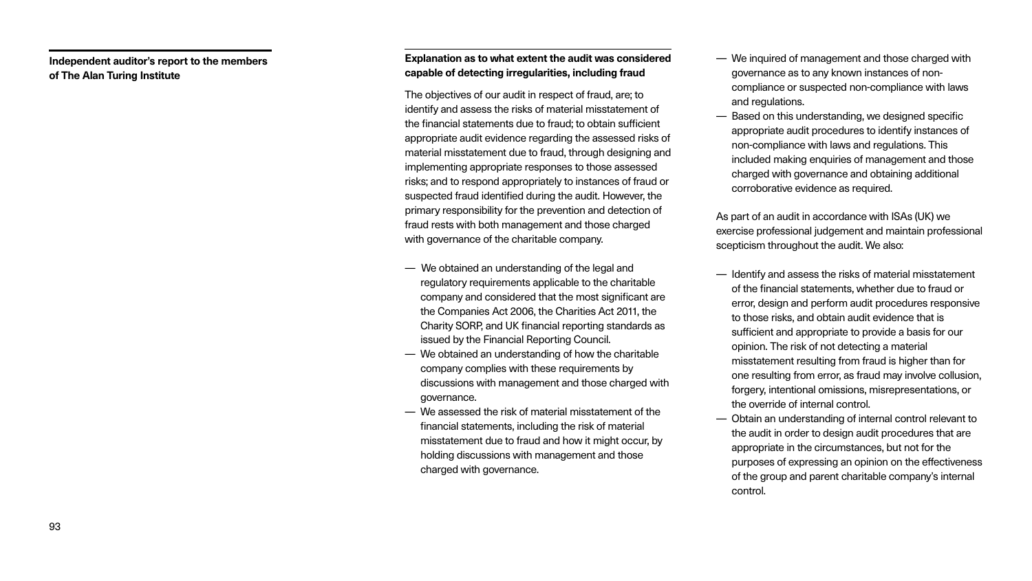**Independent auditor's report to the members of The Alan Turing Institute**

**Explanation as to what extent the audit was considered capable of detecting irregularities, including fraud**

The objectives of our audit in respect of fraud, are; to identify and assess the risks of material misstatement of the financial statements due to fraud; to obtain sufficient appropriate audit evidence regarding the assessed risks of material misstatement due to fraud, through designing and implementing appropriate responses to those assessed risks; and to respond appropriately to instances of fraud or suspected fraud identified during the audit. However, the primary responsibility for the prevention and detection of fraud rests with both management and those charged with governance of the charitable company.

- We obtained an understanding of the legal and regulatory requirements applicable to the charitable company and considered that the most significant are the Companies Act 2006, the Charities Act 2011, the Charity SORP, and UK financial reporting standards as issued by the Financial Reporting Council.
- We obtained an understanding of how the charitable company complies with these requirements by discussions with management and those charged with governance.
- We assessed the risk of material misstatement of the financial statements, including the risk of material misstatement due to fraud and how it might occur, by holding discussions with management and those charged with governance.
- We inquired of management and those charged with governance as to any known instances of non-compliance or suspected non-compliance with laws and regulations.
- Based on this understanding, we designed specific appropriate audit procedures to identify instances of non-compliance with laws and regulations. This included making enquiries of management and those charged with governance and obtaining additional corroborative evidence as required.

As part of an audit in accordance with ISAs (UK) we exercise professional judgement and maintain professional scepticism throughout the audit. We also:

- Identify and assess the risks of material misstatement of the financial statements, whether due to fraud or error, design and perform audit procedures responsive to those risks, and obtain audit evidence that is sufficient and appropriate to provide a basis for our opinion. The risk of not detecting a material misstatement resulting from fraud is higher than for one resulting from error, as fraud may involve collusion, forgery, intentional omissions, misrepresentations, or the override of internal control.
- Obtain an understanding of internal control relevant to the audit in order to design audit procedures that are appropriate in the circumstances, but not for the purposes of expressing an opinion on the effectiveness of the group and parent charitable company's internal control.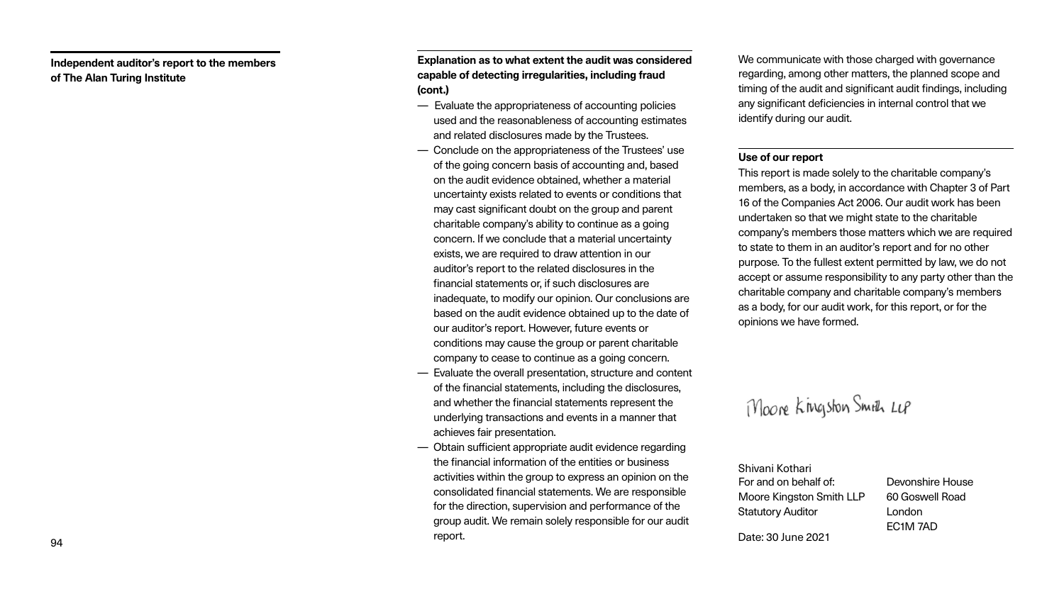**Independent auditor's report to the members of The Alan Turing Institute**

**Explanation as to what extent the audit was considered capable of detecting irregularities, including fraud (cont.)**

- Evaluate the appropriateness of accounting policies used and the reasonableness of accounting estimates and related disclosures made by the Trustees.
- Conclude on the appropriateness of the Trustees' use of the going concern basis of accounting and, based on the audit evidence obtained, whether a material uncertainty exists related to events or conditions that may cast significant doubt on the group and parent charitable company's ability to continue as a going concern. If we conclude that a material uncertainty exists, we are required to draw attention in our auditor's report to the related disclosures in the financial statements or, if such disclosures are inadequate, to modify our opinion. Our conclusions are based on the audit evidence obtained up to the date of our auditor's report. However, future events or conditions may cause the group or parent charitable company to cease to continue as a going concern.
- Evaluate the overall presentation, structure and content of the financial statements, including the disclosures, and whether the financial statements represent the underlying transactions and events in a manner that achieves fair presentation.
- Obtain sufficient appropriate audit evidence regarding the financial information of the entities or business activities within the group to express an opinion on the consolidated financial statements. We are responsible for the direction, supervision and performance of the group audit. We remain solely responsible for our audit report.

We communicate with those charged with governance regarding, among other matters, the planned scope and timing of the audit and significant audit findings, including any significant deficiencies in internal control that we identify during our audit.

**Use of our report**

This report is made solely to the charitable company's members, as a body, in accordance with Chapter 3 of Part 16 of the Companies Act 2006. Our audit work has been undertaken so that we might state to the charitable company's members those matters which we are required to state to them in an auditor's report and for no other purpose. To the fullest extent permitted by law, we do not accept or assume responsibility to any party other than the charitable company and charitable company's members as a body, for our audit work, for this report, or for the opinions we have formed.

Moore Kingston Smith LLP

Shivani Kothari
For and on behalf of:
Moore Kingston Smith LLP
Statutory Auditor

Devonshire House
60 Goswell Road
London
EC1M 7AD

Date: 30 June 2021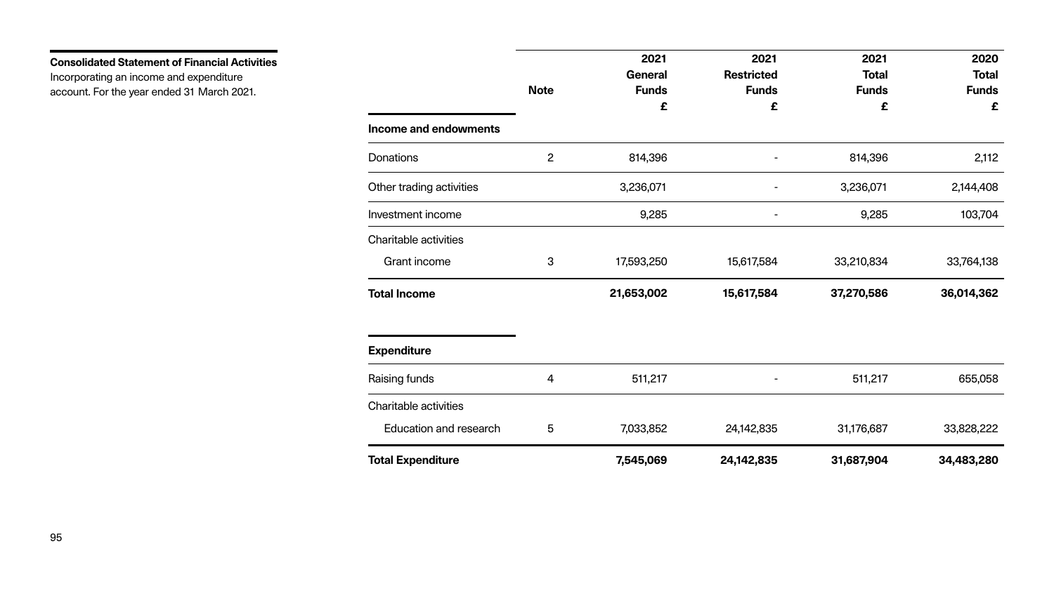**Consolidated Statement of Financial Activities**
Incorporating an income and expenditure account. For the year ended 31 March 2021.

| | Note | 2021 General Funds £ | 2021 Restricted Funds £ | 2021 Total Funds £ | 2020 Total Funds £ |
|---|---|---|---|---|---|
| **Income and endowments** | | | | | |
| Donations | 2 | 814,396 | - | 814,396 | 2,112 |
| Other trading activities | | 3,236,071 | - | 3,236,071 | 2,144,408 |
| Investment income | | 9,285 | - | 9,285 | 103,704 |
| Charitable activities | | | | | |
| Grant income | 3 | 17,593,250 | 15,617,584 | 33,210,834 | 33,764,138 |
| **Total Income** | | **21,653,002** | **15,617,584** | **37,270,586** | **36,014,362** |
| **Expenditure** | | | | | |
| Raising funds | 4 | 511,217 | - | 511,217 | 655,058 |
| Charitable activities | | | | | |
| Education and research | 5 | 7,033,852 | 24,142,835 | 31,176,687 | 33,828,222 |
| **Total Expenditure** | | **7,545,069** | **24,142,835** | **31,687,904** | **34,483,280** |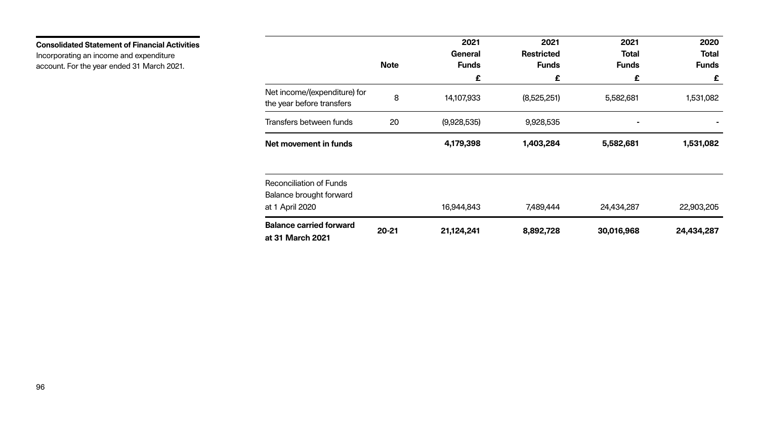**Consolidated Statement of Financial Activities**

Incorporating an income and expenditure account. For the year ended 31 March 2021.

| | Note | 2021 General Funds £ | 2021 Restricted Funds £ | 2021 Total Funds £ | 2020 Total Funds £ |
|---|---|---|---|---|---|
| Net income/(expenditure) for the year before transfers | 8 | 14,107,933 | (8,525,251) | 5,582,681 | 1,531,082 |
| Transfers between funds | 20 | (9,928,535) | 9,928,535 | - | - |
| **Net movement in funds** | | **4,179,398** | **1,403,284** | **5,582,681** | **1,531,082** |
| Reconciliation of Funds Balance brought forward at 1 April 2020 | | 16,944,843 | 7,489,444 | 24,434,287 | 22,903,205 |
| **Balance carried forward at 31 March 2021** | **20-21** | **21,124,241** | **8,892,728** | **30,016,968** | **24,434,287** |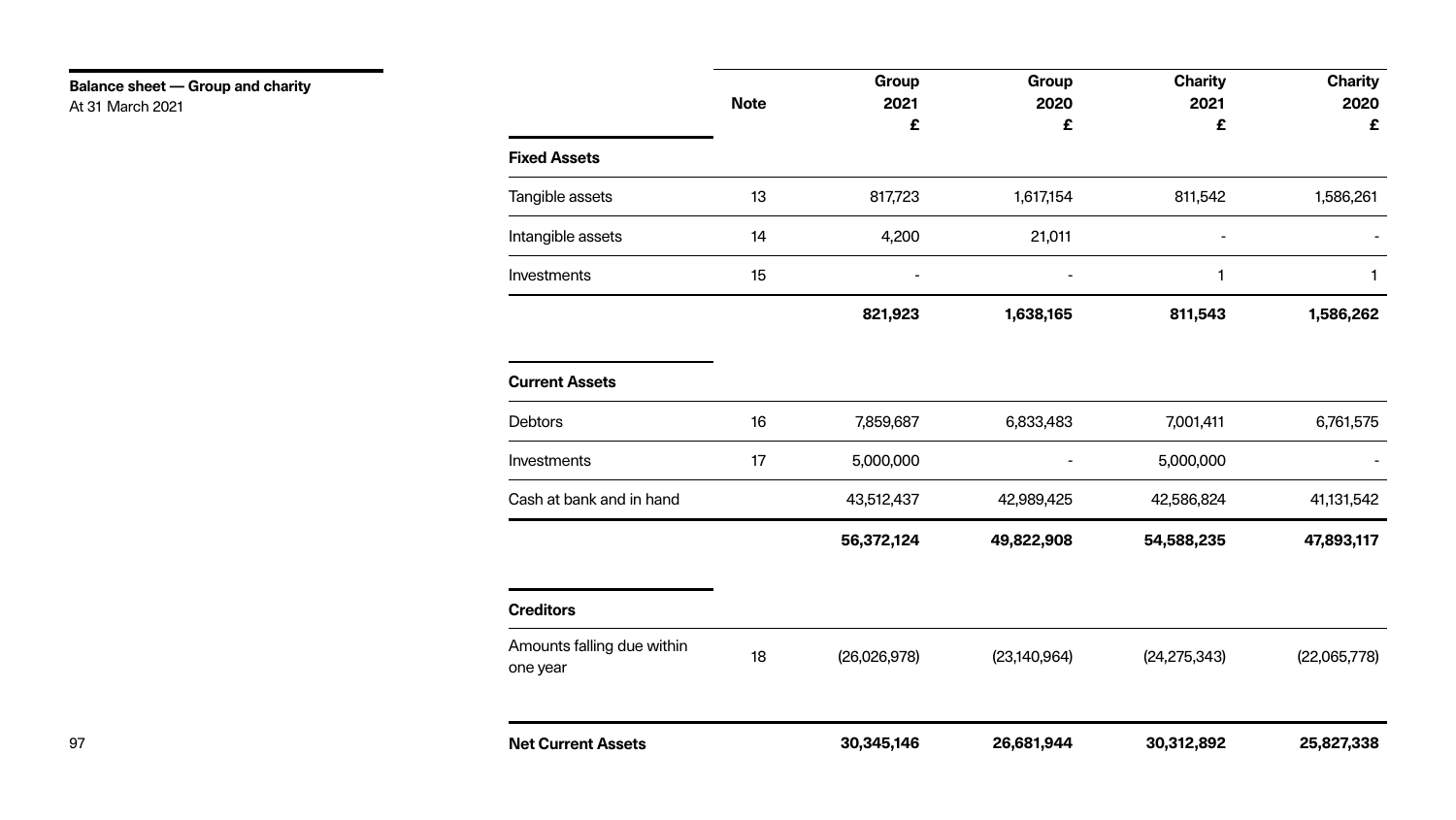**Balance sheet — Group and charity**
At 31 March 2021

| | Note | Group 2021 £ | Group 2020 £ | Charity 2021 £ | Charity 2020 £ |
|---|---|---|---|---|---|
| **Fixed Assets** | | | | | |
| Tangible assets | 13 | 817,723 | 1,617,154 | 811,542 | 1,586,261 |
| Intangible assets | 14 | 4,200 | 21,011 | - | - |
| Investments | 15 | - | - | 1 | 1 |
| | | **821,923** | **1,638,165** | **811,543** | **1,586,262** |
| **Current Assets** | | | | | |
| Debtors | 16 | 7,859,687 | 6,833,483 | 7,001,411 | 6,761,575 |
| Investments | 17 | 5,000,000 | - | 5,000,000 | - |
| Cash at bank and in hand | | 43,512,437 | 42,989,425 | 42,586,824 | 41,131,542 |
| | | **56,372,124** | **49,822,908** | **54,588,235** | **47,893,117** |
| **Creditors** | | | | | |
| Amounts falling due within one year | 18 | (26,026,978) | (23,140,964) | (24,275,343) | (22,065,778) |
| **Net Current Assets** | | **30,345,146** | **26,681,944** | **30,312,892** | **25,827,338** |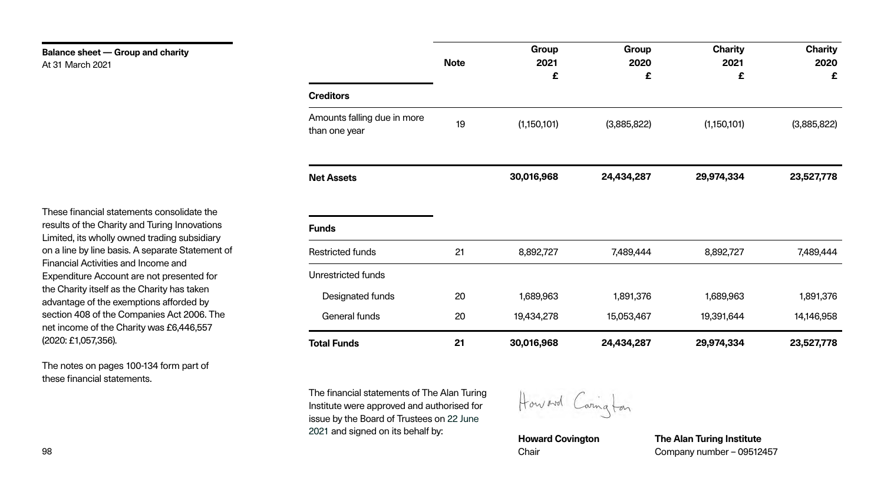**Balance sheet — Group and charity**
At 31 March 2021

These financial statements consolidate the results of the Charity and Turing Innovations Limited, its wholly owned trading subsidiary on a line by line basis. A separate Statement of Financial Activities and Income and Expenditure Account are not presented for the Charity itself as the Charity has taken advantage of the exemptions afforded by section 408 of the Companies Act 2006. The net income of the Charity was £6,446,557 (2020: £1,057,356).

The notes on pages 100-134 form part of these financial statements.

| | Note | Group 2021 £ | Group 2020 £ | Charity 2021 £ | Charity 2020 £ |
|---|---|---|---|---|---|
| **Creditors** | | | | | |
| Amounts falling due in more than one year | 19 | (1,150,101) | (3,885,822) | (1,150,101) | (3,885,822) |
| **Net Assets** | | **30,016,968** | **24,434,287** | **29,974,334** | **23,527,778** |
| **Funds** | | | | | |
| Restricted funds | 21 | 8,892,727 | 7,489,444 | 8,892,727 | 7,489,444 |
| Unrestricted funds | | | | | |
| Designated funds | 20 | 1,689,963 | 1,891,376 | 1,689,963 | 1,891,376 |
| General funds | 20 | 19,434,278 | 15,053,467 | 19,391,644 | 14,146,958 |
| **Total Funds** | **21** | **30,016,968** | **24,434,287** | **29,974,334** | **23,527,778** |

The financial statements of The Alan Turing Institute were approved and authorised for issue by the Board of Trustees on 22 June 2021 and signed on its behalf by:

Howard Covington

**Howard Covington**
Chair

**The Alan Turing Institute**
Company number – 09512457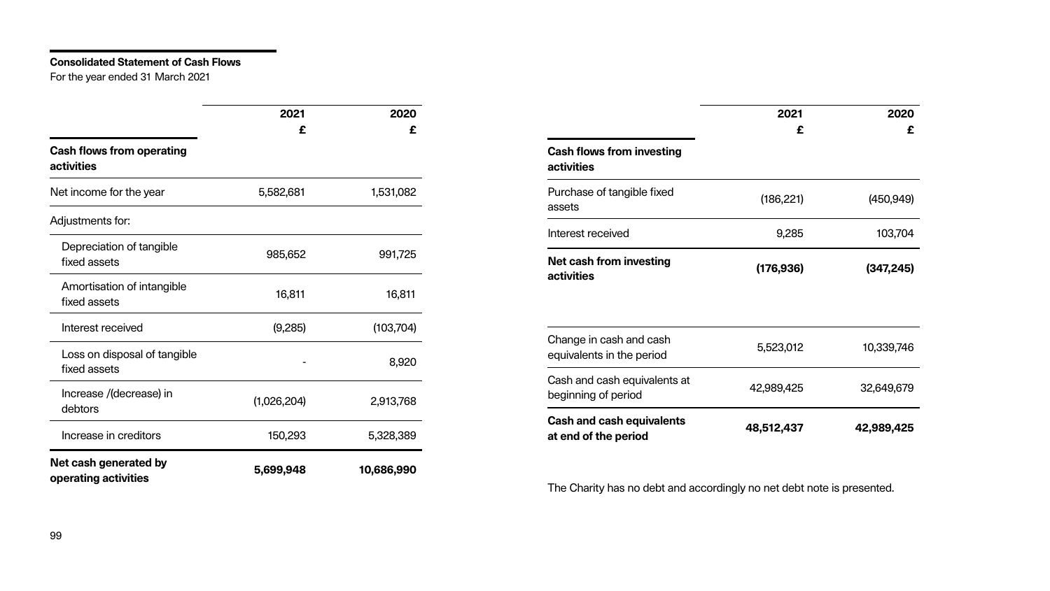**Consolidated Statement of Cash Flows**
For the year ended 31 March 2021

| | 2021 £ | 2020 £ |
|---|---|---|
| **Cash flows from operating activities** | | |
| Net income for the year | 5,582,681 | 1,531,082 |
| Adjustments for: | | |
| Depreciation of tangible fixed assets | 985,652 | 991,725 |
| Amortisation of intangible fixed assets | 16,811 | 16,811 |
| Interest received | (9,285) | (103,704) |
| Loss on disposal of tangible fixed assets | - | 8,920 |
| Increase /(decrease) in debtors | (1,026,204) | 2,913,768 |
| Increase in creditors | 150,293 | 5,328,389 |
| **Net cash generated by operating activities** | **5,699,948** | **10,686,990** |

| | 2021 £ | 2020 £ |
|---|---|---|
| **Cash flows from investing activities** | | |
| Purchase of tangible fixed assets | (186,221) | (450,949) |
| Interest received | 9,285 | 103,704 |
| **Net cash from investing activities** | **(176,936)** | **(347,245)** |
| | | |
| Change in cash and cash equivalents in the period | 5,523,012 | 10,339,746 |
| Cash and cash equivalents at beginning of period | 42,989,425 | 32,649,679 |
| **Cash and cash equivalents at end of the period** | **48,512,437** | **42,989,425** |

The Charity has no debt and accordingly no net debt note is presented.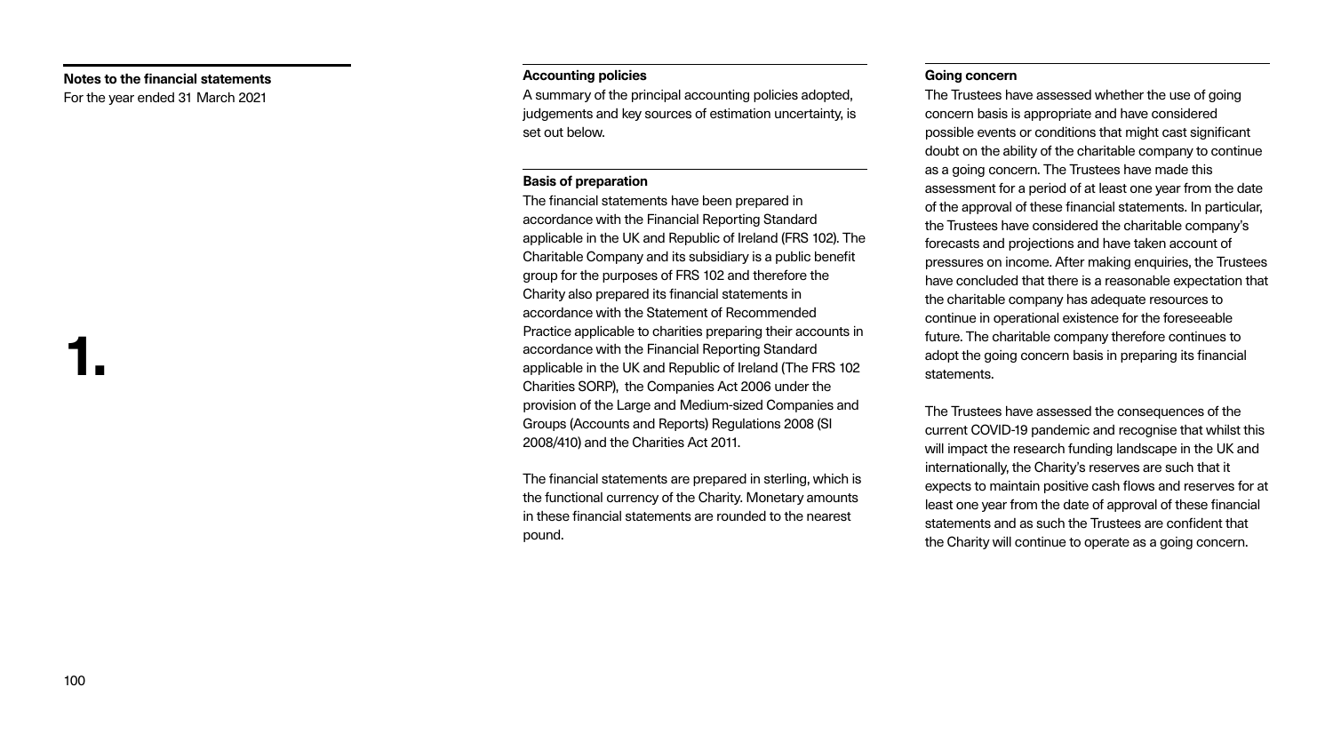**Notes to the financial statements**
For the year ended 31 March 2021

# 1.

### Accounting policies

A summary of the principal accounting policies adopted, judgements and key sources of estimation uncertainty, is set out below.

### Basis of preparation

The financial statements have been prepared in accordance with the Financial Reporting Standard applicable in the UK and Republic of Ireland (FRS 102). The Charitable Company and its subsidiary is a public benefit group for the purposes of FRS 102 and therefore the Charity also prepared its financial statements in accordance with the Statement of Recommended Practice applicable to charities preparing their accounts in accordance with the Financial Reporting Standard applicable in the UK and Republic of Ireland (The FRS 102 Charities SORP), the Companies Act 2006 under the provision of the Large and Medium-sized Companies and Groups (Accounts and Reports) Regulations 2008 (SI 2008/410) and the Charities Act 2011.

The financial statements are prepared in sterling, which is the functional currency of the Charity. Monetary amounts in these financial statements are rounded to the nearest pound.

### Going concern

The Trustees have assessed whether the use of going concern basis is appropriate and have considered possible events or conditions that might cast significant doubt on the ability of the charitable company to continue as a going concern. The Trustees have made this assessment for a period of at least one year from the date of the approval of these financial statements. In particular, the Trustees have considered the charitable company's forecasts and projections and have taken account of pressures on income. After making enquiries, the Trustees have concluded that there is a reasonable expectation that the charitable company has adequate resources to continue in operational existence for the foreseeable future. The charitable company therefore continues to adopt the going concern basis in preparing its financial statements.

The Trustees have assessed the consequences of the current COVID-19 pandemic and recognise that whilst this will impact the research funding landscape in the UK and internationally, the Charity's reserves are such that it expects to maintain positive cash flows and reserves for at least one year from the date of approval of these financial statements and as such the Trustees are confident that the Charity will continue to operate as a going concern.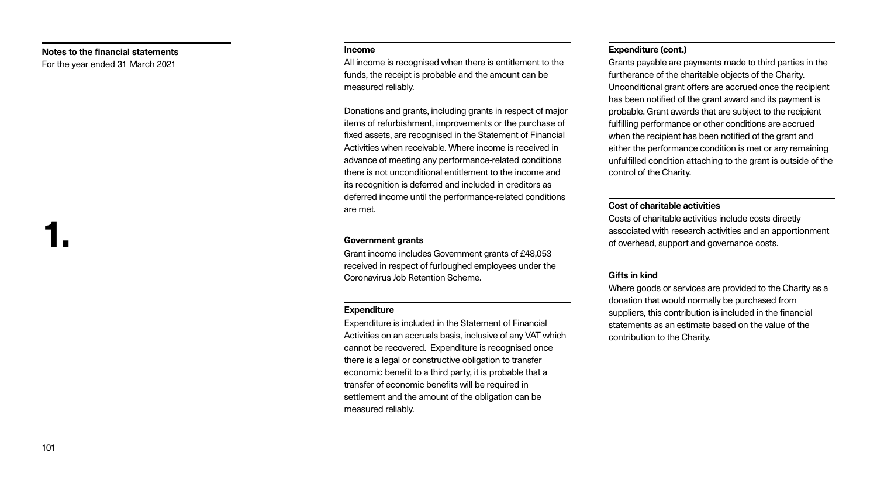**Notes to the financial statements**
For the year ended 31 March 2021

# 1.

### Income

All income is recognised when there is entitlement to the funds, the receipt is probable and the amount can be measured reliably.

Donations and grants, including grants in respect of major items of refurbishment, improvements or the purchase of fixed assets, are recognised in the Statement of Financial Activities when receivable. Where income is received in advance of meeting any performance-related conditions there is not unconditional entitlement to the income and its recognition is deferred and included in creditors as deferred income until the performance-related conditions are met.

### Government grants

Grant income includes Government grants of £48,053 received in respect of furloughed employees under the Coronavirus Job Retention Scheme.

### Expenditure

Expenditure is included in the Statement of Financial Activities on an accruals basis, inclusive of any VAT which cannot be recovered. Expenditure is recognised once there is a legal or constructive obligation to transfer economic benefit to a third party, it is probable that a transfer of economic benefits will be required in settlement and the amount of the obligation can be measured reliably.

### Expenditure (cont.)

Grants payable are payments made to third parties in the furtherance of the charitable objects of the Charity. Unconditional grant offers are accrued once the recipient has been notified of the grant award and its payment is probable. Grant awards that are subject to the recipient fulfilling performance or other conditions are accrued when the recipient has been notified of the grant and either the performance condition is met or any remaining unfulfilled condition attaching to the grant is outside of the control of the Charity.

### Cost of charitable activities

Costs of charitable activities include costs directly associated with research activities and an apportionment of overhead, support and governance costs.

### Gifts in kind

Where goods or services are provided to the Charity as a donation that would normally be purchased from suppliers, this contribution is included in the financial statements as an estimate based on the value of the contribution to the Charity.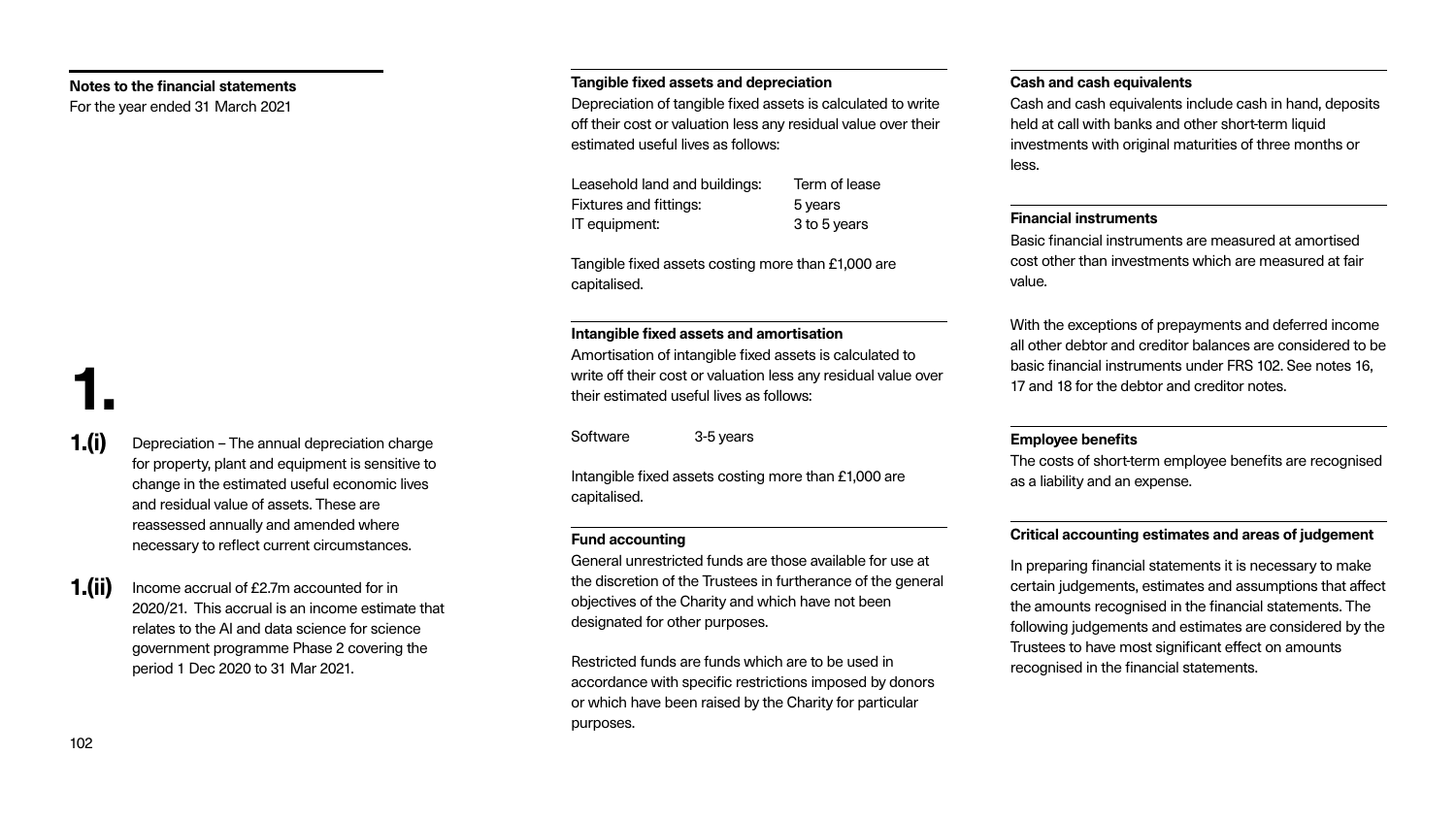**Notes to the financial statements**
For the year ended 31 March 2021

### Tangible fixed assets and depreciation

Depreciation of tangible fixed assets is calculated to write off their cost or valuation less any residual value over their estimated useful lives as follows:

| | |
|---|---|
| Leasehold land and buildings: | Term of lease |
| Fixtures and fittings: | 5 years |
| IT equipment: | 3 to 5 years |

Tangible fixed assets costing more than £1,000 are capitalised.

### Intangible fixed assets and amortisation

Amortisation of intangible fixed assets is calculated to write off their cost or valuation less any residual value over their estimated useful lives as follows:

| | |
|---|---|
| Software | 3-5 years |

Intangible fixed assets costing more than £1,000 are capitalised.

### Fund accounting

General unrestricted funds are those available for use at the discretion of the Trustees in furtherance of the general objectives of the Charity and which have not been designated for other purposes.

Restricted funds are funds which are to be used in accordance with specific restrictions imposed by donors or which have been raised by the Charity for particular purposes.

### Cash and cash equivalents

Cash and cash equivalents include cash in hand, deposits held at call with banks and other short-term liquid investments with original maturities of three months or less.

### Financial instruments

Basic financial instruments are measured at amortised cost other than investments which are measured at fair value.

With the exceptions of prepayments and deferred income all other debtor and creditor balances are considered to be basic financial instruments under FRS 102. See notes 16, 17 and 18 for the debtor and creditor notes.

### Employee benefits

The costs of short-term employee benefits are recognised as a liability and an expense.

### Critical accounting estimates and areas of judgement

In preparing financial statements it is necessary to make certain judgements, estimates and assumptions that affect the amounts recognised in the financial statements. The following judgements and estimates are considered by the Trustees to have most significant effect on amounts recognised in the financial statements.

# 1.

**1.(i)** Depreciation – The annual depreciation charge for property, plant and equipment is sensitive to change in the estimated useful economic lives and residual value of assets. These are reassessed annually and amended where necessary to reflect current circumstances.

**1.(ii)** Income accrual of £2.7m accounted for in 2020/21. This accrual is an income estimate that relates to the AI and data science for science government programme Phase 2 covering the period 1 Dec 2020 to 31 Mar 2021.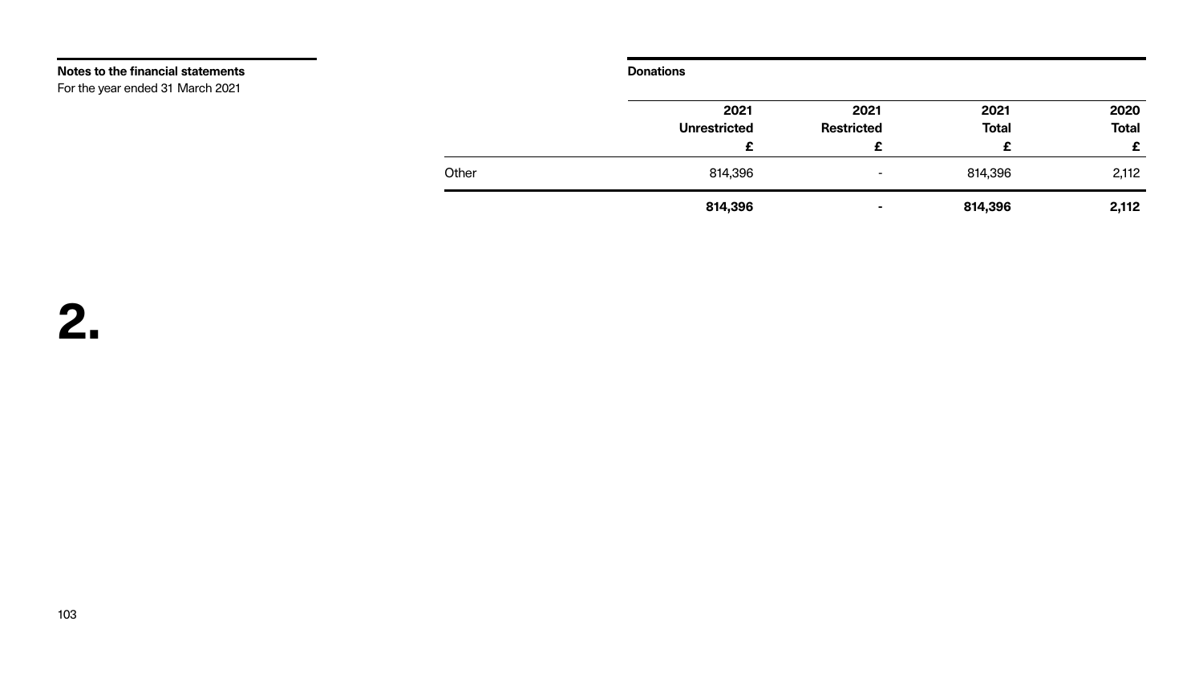**Notes to the financial statements**
For the year ended 31 March 2021

# 2.

**Donations**

| | 2021 Unrestricted £ | 2021 Restricted £ | 2021 Total £ | 2020 Total £ |
|---|---|---|---|---|
| Other | 814,396 | - | 814,396 | 2,112 |
| | **814,396** | **-** | **814,396** | **2,112** |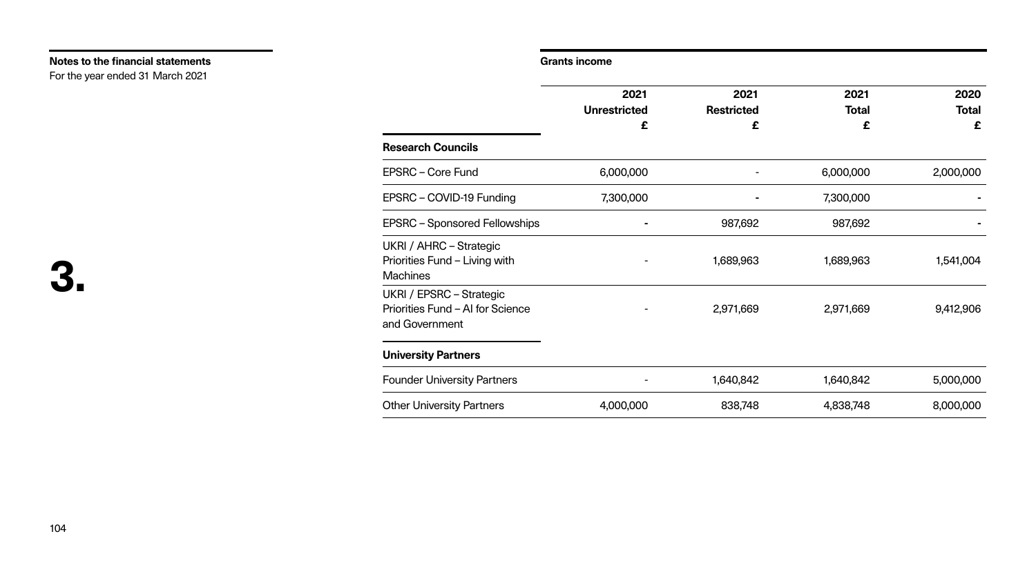**Notes to the financial statements**
For the year ended 31 March 2021

# 3.

**Grants income**

| | 2021 Unrestricted £ | 2021 Restricted £ | 2021 Total £ | 2020 Total £ |
|---|---|---|---|---|
| **Research Councils** | | | | |
| EPSRC – Core Fund | 6,000,000 | - | 6,000,000 | 2,000,000 |
| EPSRC – COVID-19 Funding | 7,300,000 | - | 7,300,000 | - |
| EPSRC – Sponsored Fellowships | - | 987,692 | 987,692 | - |
| UKRI / AHRC – Strategic Priorities Fund – Living with Machines | - | 1,689,963 | 1,689,963 | 1,541,004 |
| UKRI / EPSRC – Strategic Priorities Fund – AI for Science and Government | - | 2,971,669 | 2,971,669 | 9,412,906 |
| **University Partners** | | | | |
| Founder University Partners | - | 1,640,842 | 1,640,842 | 5,000,000 |
| Other University Partners | 4,000,000 | 838,748 | 4,838,748 | 8,000,000 |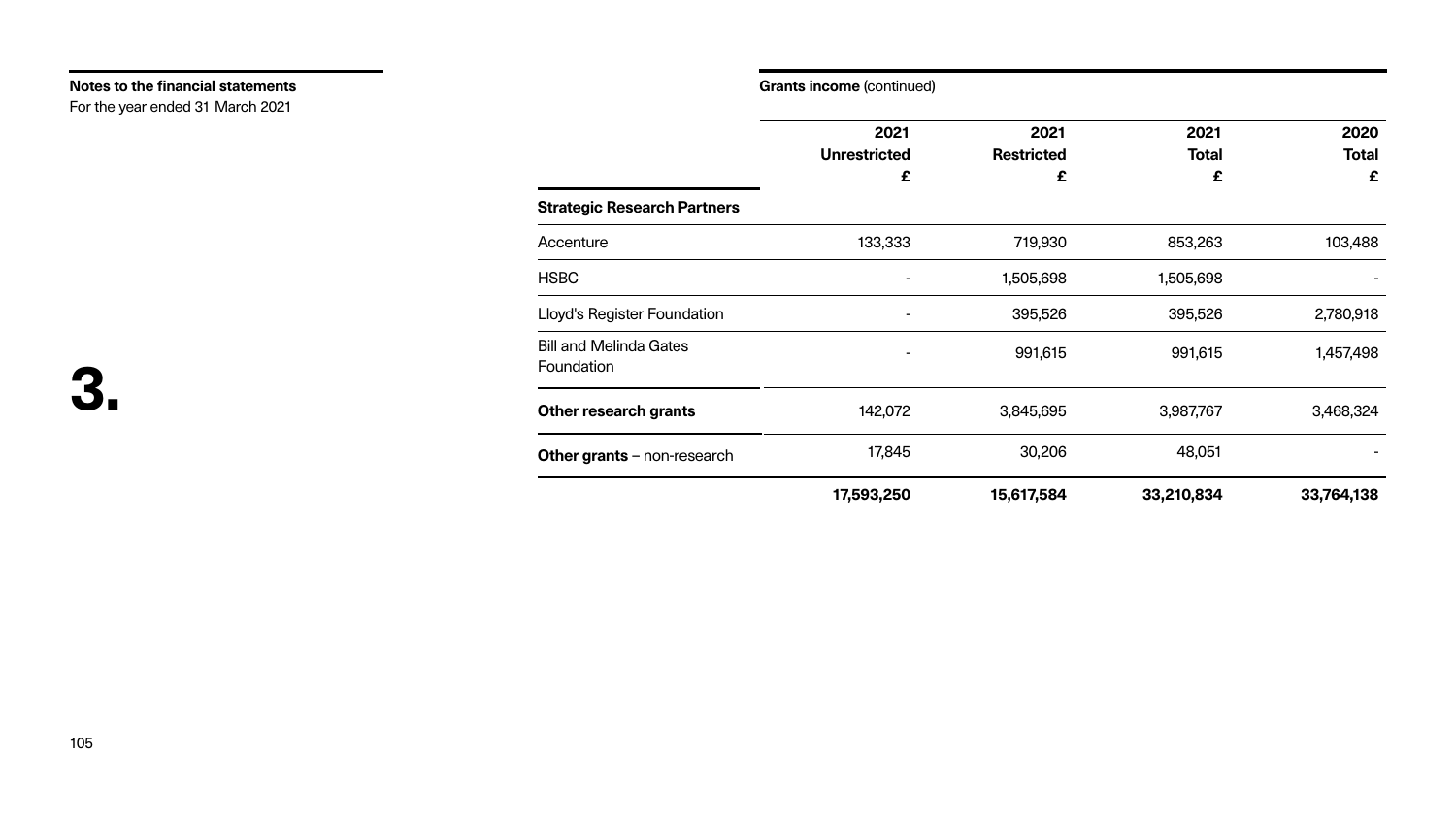**Notes to the financial statements**
For the year ended 31 March 2021

# 3.

**Grants income** (continued)

| | 2021 Unrestricted £ | 2021 Restricted £ | 2021 Total £ | 2020 Total £ |
|---|---|---|---|---|
| **Strategic Research Partners** | | | | |
| Accenture | 133,333 | 719,930 | 853,263 | 103,488 |
| HSBC | - | 1,505,698 | 1,505,698 | - |
| Lloyd's Register Foundation | - | 395,526 | 395,526 | 2,780,918 |
| Bill and Melinda Gates Foundation | - | 991,615 | 991,615 | 1,457,498 |
| **Other research grants** | 142,072 | 3,845,695 | 3,987,767 | 3,468,324 |
| **Other grants** – non-research | 17,845 | 30,206 | 48,051 | - |
| | **17,593,250** | **15,617,584** | **33,210,834** | **33,764,138** |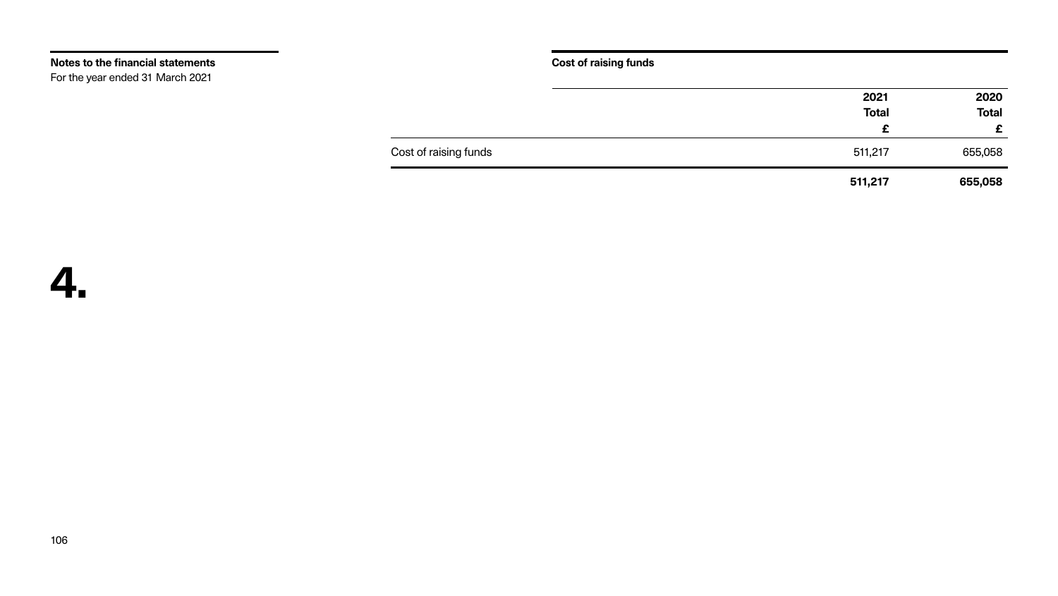**Notes to the financial statements**
For the year ended 31 March 2021

# 4.

## Cost of raising funds

| | 2021 Total £ | 2020 Total £ |
|---|---|---|
| Cost of raising funds | 511,217 | 655,058 |
| | **511,217** | **655,058** |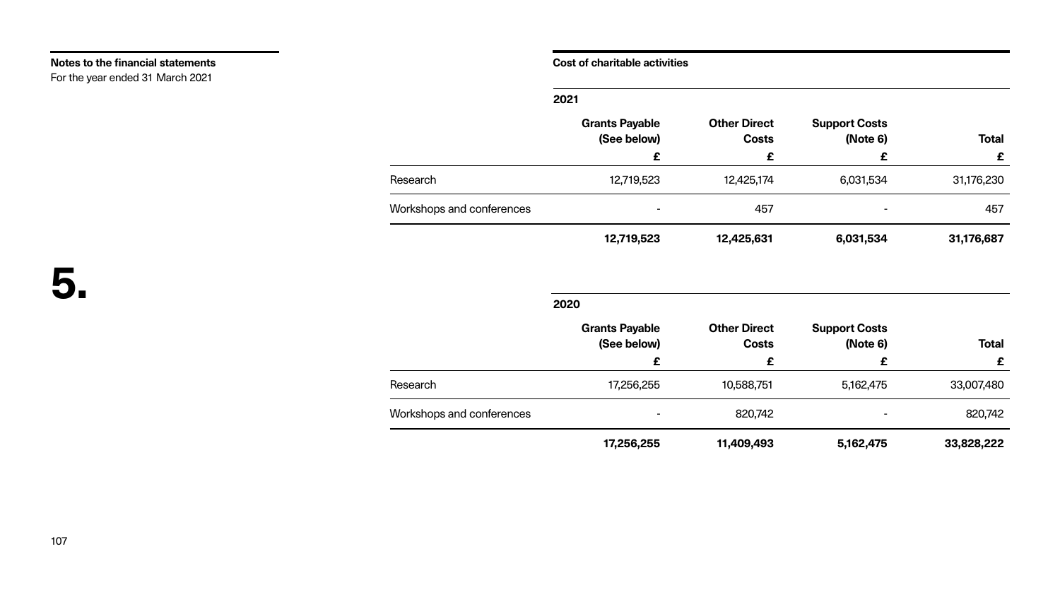**Notes to the financial statements**
For the year ended 31 March 2021

# 5.

**Cost of charitable activities**

**2021**

| | Grants Payable (See below) £ | Other Direct Costs £ | Support Costs (Note 6) £ | Total £ |
|---|---|---|---|---|
| Research | 12,719,523 | 12,425,174 | 6,031,534 | 31,176,230 |
| Workshops and conferences | - | 457 | - | 457 |
| | **12,719,523** | **12,425,631** | **6,031,534** | **31,176,687** |

**2020**

| | Grants Payable (See below) £ | Other Direct Costs £ | Support Costs (Note 6) £ | Total £ |
|---|---|---|---|---|
| Research | 17,256,255 | 10,588,751 | 5,162,475 | 33,007,480 |
| Workshops and conferences | - | 820,742 | - | 820,742 |
| | **17,256,255** | **11,409,493** | **5,162,475** | **33,828,222** |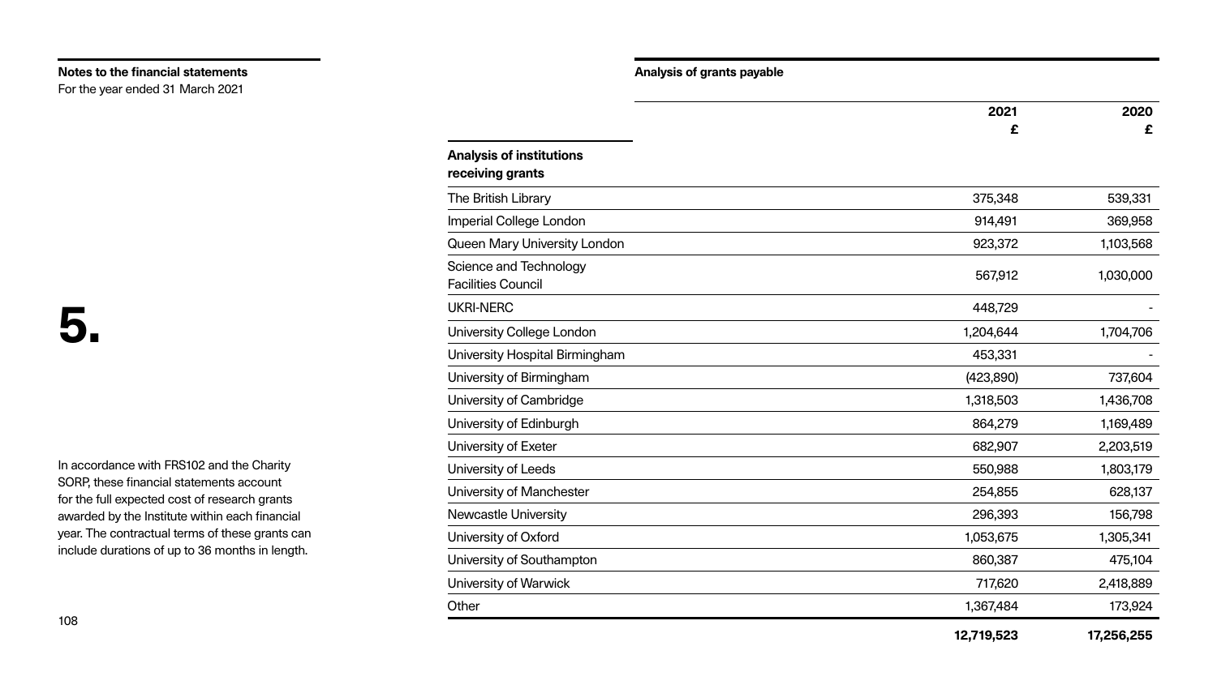**Notes to the financial statements**
For the year ended 31 March 2021

# 5.

In accordance with FRS102 and the Charity SORP, these financial statements account for the full expected cost of research grants awarded by the Institute within each financial year. The contractual terms of these grants can include durations of up to 36 months in length.

**Analysis of grants payable**

| Analysis of institutions receiving grants | 2021 £ | 2020 £ |
|---|---|---|
| The British Library | 375,348 | 539,331 |
| Imperial College London | 914,491 | 369,958 |
| Queen Mary University London | 923,372 | 1,103,568 |
| Science and Technology Facilities Council | 567,912 | 1,030,000 |
| UKRI-NERC | 448,729 | - |
| University College London | 1,204,644 | 1,704,706 |
| University Hospital Birmingham | 453,331 | - |
| University of Birmingham | (423,890) | 737,604 |
| University of Cambridge | 1,318,503 | 1,436,708 |
| University of Edinburgh | 864,279 | 1,169,489 |
| University of Exeter | 682,907 | 2,203,519 |
| University of Leeds | 550,988 | 1,803,179 |
| University of Manchester | 254,855 | 628,137 |
| Newcastle University | 296,393 | 156,798 |
| University of Oxford | 1,053,675 | 1,305,341 |
| University of Southampton | 860,387 | 475,104 |
| University of Warwick | 717,620 | 2,418,889 |
| Other | 1,367,484 | 173,924 |
| | **12,719,523** | **17,256,255** |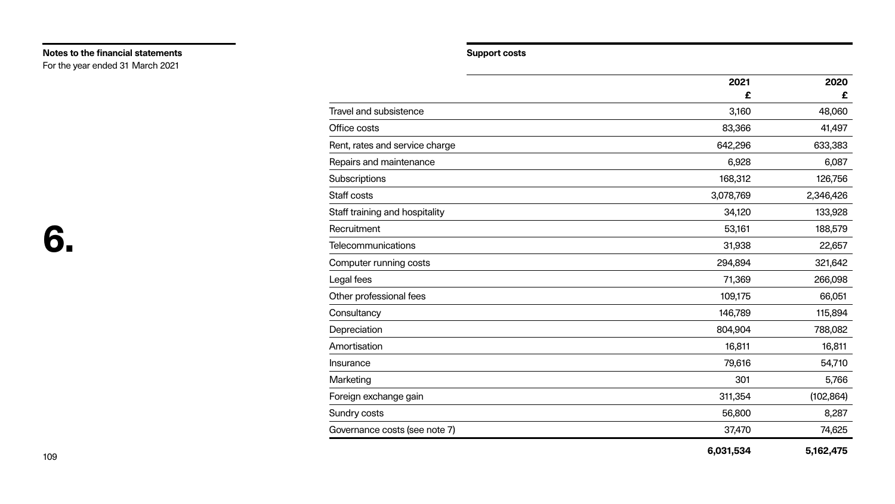Notes to the financial statements
For the year ended 31 March 2021

# 6.

## Support costs

| | 2021 £ | 2020 £ |
|---|---|---|
| Travel and subsistence | 3,160 | 48,060 |
| Office costs | 83,366 | 41,497 |
| Rent, rates and service charge | 642,296 | 633,383 |
| Repairs and maintenance | 6,928 | 6,087 |
| Subscriptions | 168,312 | 126,756 |
| Staff costs | 3,078,769 | 2,346,426 |
| Staff training and hospitality | 34,120 | 133,928 |
| Recruitment | 53,161 | 188,579 |
| Telecommunications | 31,938 | 22,657 |
| Computer running costs | 294,894 | 321,642 |
| Legal fees | 71,369 | 266,098 |
| Other professional fees | 109,175 | 66,051 |
| Consultancy | 146,789 | 115,894 |
| Depreciation | 804,904 | 788,082 |
| Amortisation | 16,811 | 16,811 |
| Insurance | 79,616 | 54,710 |
| Marketing | 301 | 5,766 |
| Foreign exchange gain | 311,354 | (102,864) |
| Sundry costs | 56,800 | 8,287 |
| Governance costs (see note 7) | 37,470 | 74,625 |
| | **6,031,534** | **5,162,475** |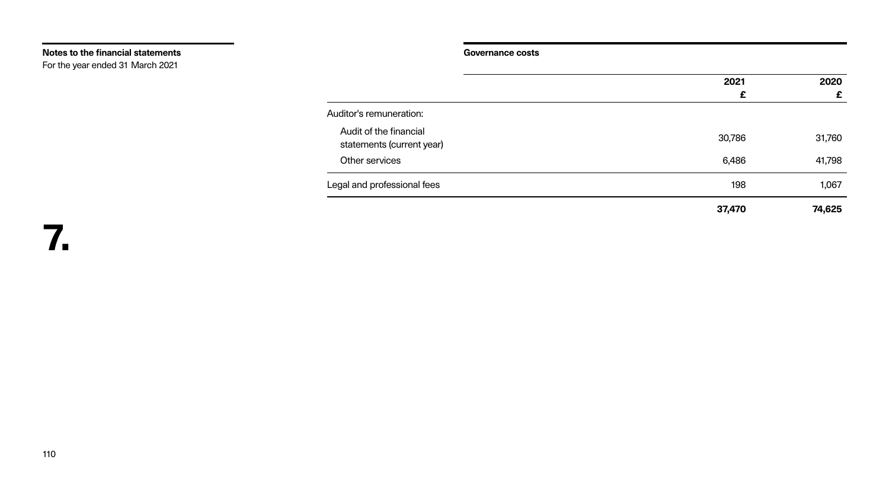## 7. Governance costs

| | 2021 £ | 2020 £ |
|---|---|---|
| Auditor's remuneration: | | |
| Audit of the financial statements (current year) | 30,786 | 31,760 |
| Other services | 6,486 | 41,798 |
| Legal and professional fees | 198 | 1,067 |
| | **37,470** | **74,625** |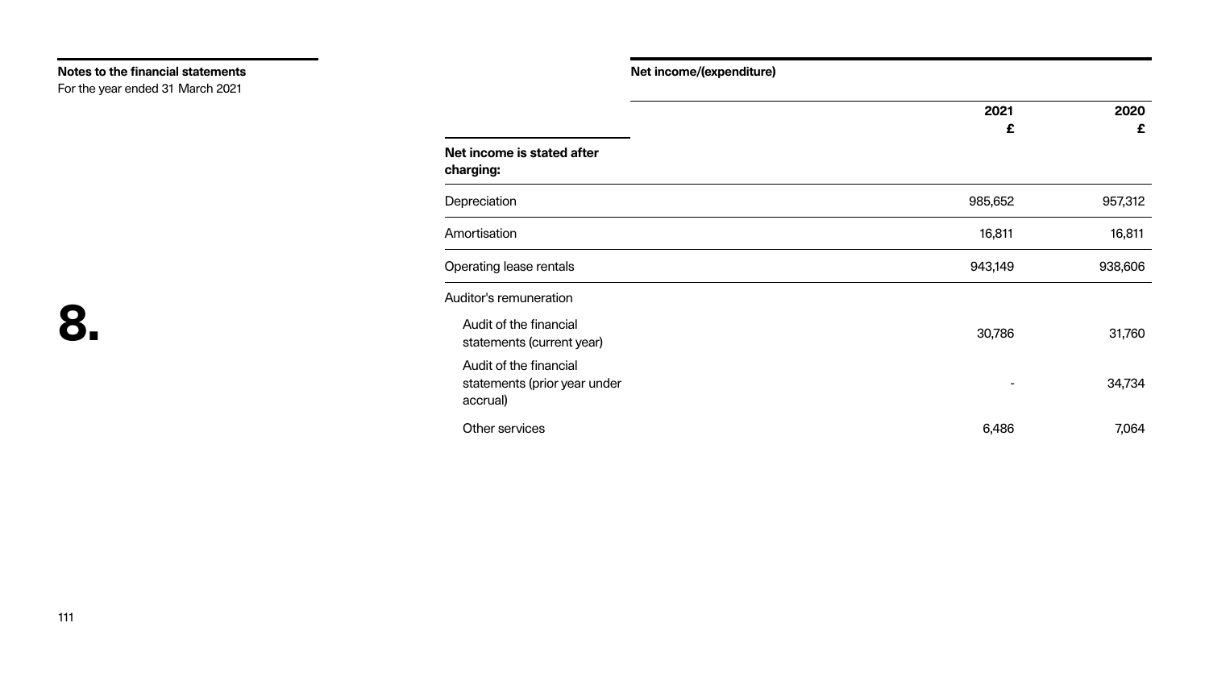**Notes to the financial statements**
For the year ended 31 March 2021

# 8.

## Net income/(expenditure)

| | 2021 £ | 2020 £ |
|---|---|---|
| **Net income is stated after charging:** | | |
| Depreciation | 985,652 | 957,312 |
| Amortisation | 16,811 | 16,811 |
| Operating lease rentals | 943,149 | 938,606 |
| Auditor's remuneration | | |
| Audit of the financial statements (current year) | 30,786 | 31,760 |
| Audit of the financial statements (prior year under accrual) | - | 34,734 |
| Other services | 6,486 | 7,064 |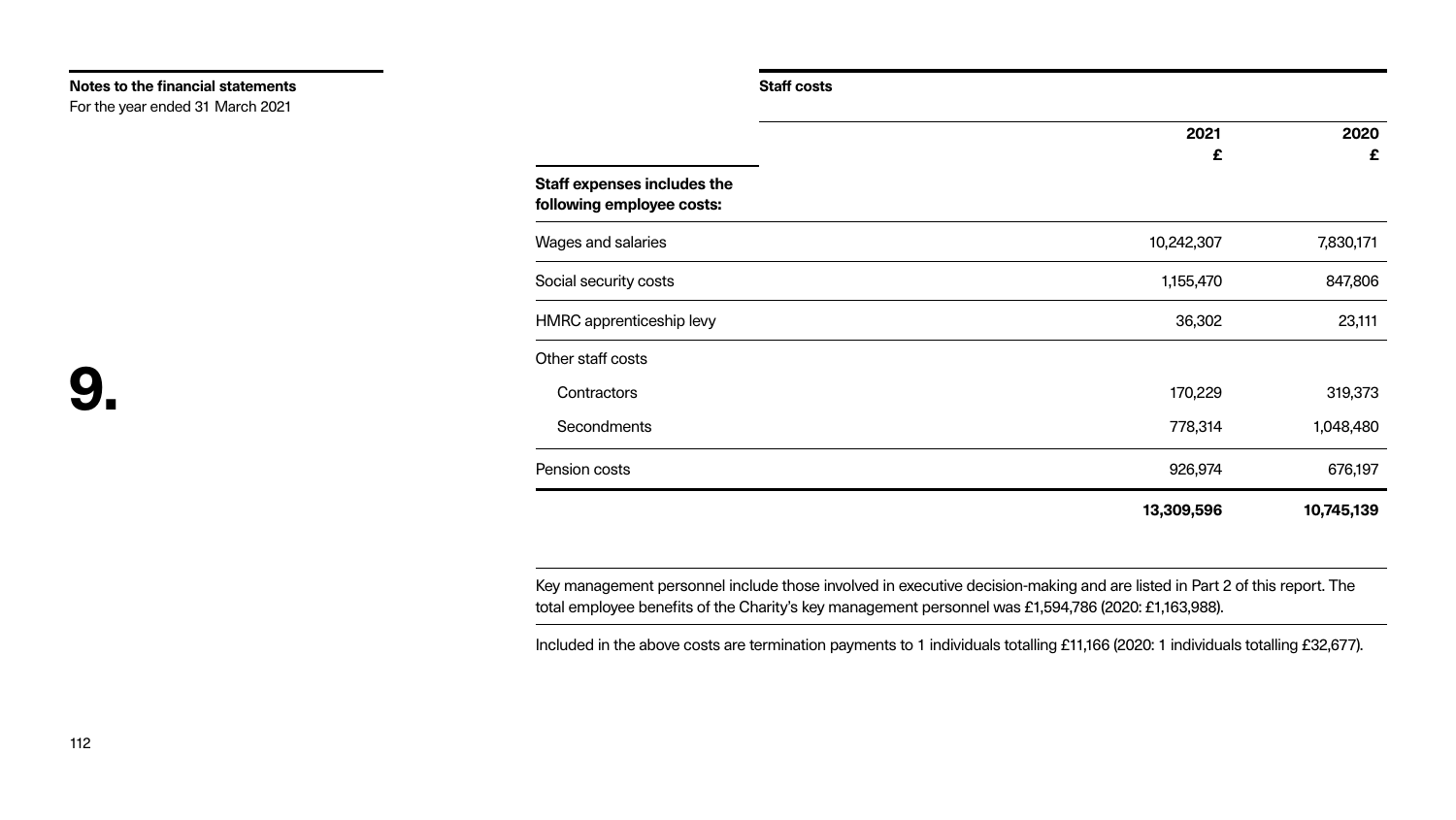**Notes to the financial statements**
For the year ended 31 March 2021

# 9.

## Staff costs

| Staff expenses includes the following employee costs: | 2021 £ | 2020 £ |
|---|---|---|
| Wages and salaries | 10,242,307 | 7,830,171 |
| Social security costs | 1,155,470 | 847,806 |
| HMRC apprenticeship levy | 36,302 | 23,111 |
| Other staff costs | | |
| Contractors | 170,229 | 319,373 |
| Secondments | 778,314 | 1,048,480 |
| Pension costs | 926,974 | 676,197 |
| | **13,309,596** | **10,745,139** |

Key management personnel include those involved in executive decision-making and are listed in Part 2 of this report. The total employee benefits of the Charity's key management personnel was £1,594,786 (2020: £1,163,988).

Included in the above costs are termination payments to 1 individuals totalling £11,166 (2020: 1 individuals totalling £32,677).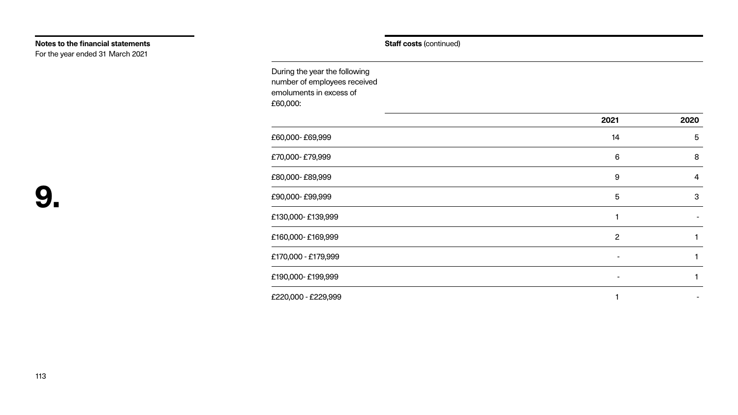**Notes to the financial statements**
For the year ended 31 March 2021

# 9.

**Staff costs** (continued)

During the year the following number of employees received emoluments in excess of £60,000:

| | 2021 | 2020 |
|---|---|---|
| £60,000- £69,999 | 14 | 5 |
| £70,000- £79,999 | 6 | 8 |
| £80,000- £89,999 | 9 | 4 |
| £90,000- £99,999 | 5 | 3 |
| £130,000- £139,999 | 1 | - |
| £160,000- £169,999 | 2 | 1 |
| £170,000 - £179,999 | - | 1 |
| £190,000- £199,999 | - | 1 |
| £220,000 - £229,999 | 1 | - |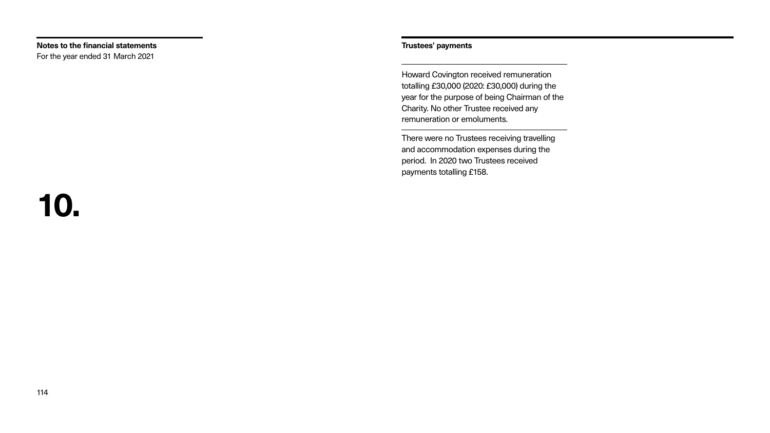**Notes to the financial statements**
For the year ended 31 March 2021

# 10.

## Trustees' payments

Howard Covington received remuneration totalling £30,000 (2020: £30,000) during the year for the purpose of being Chairman of the Charity. No other Trustee received any remuneration or emoluments.

There were no Trustees receiving travelling and accommodation expenses during the period. In 2020 two Trustees received payments totalling £158.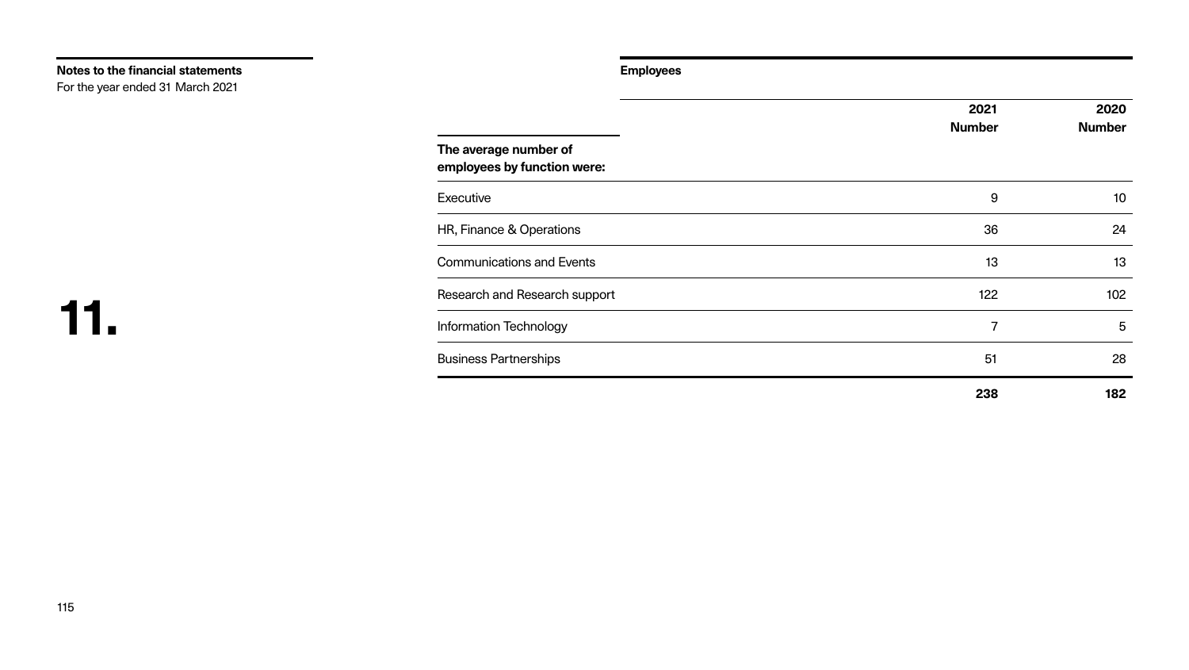Notes to the financial statements
For the year ended 31 March 2021

# 11.

## Employees

| The average number of employees by function were: | 2021 Number | 2020 Number |
|---|---|---|
| Executive | 9 | 10 |
| HR, Finance & Operations | 36 | 24 |
| Communications and Events | 13 | 13 |
| Research and Research support | 122 | 102 |
| Information Technology | 7 | 5 |
| Business Partnerships | 51 | 28 |
| | **238** | **182** |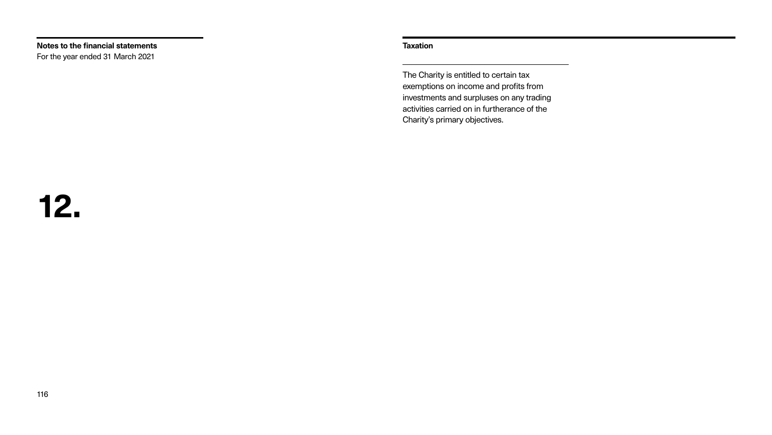## 12. Taxation

The Charity is entitled to certain tax exemptions on income and profits from investments and surpluses on any trading activities carried on in furtherance of the Charity's primary objectives.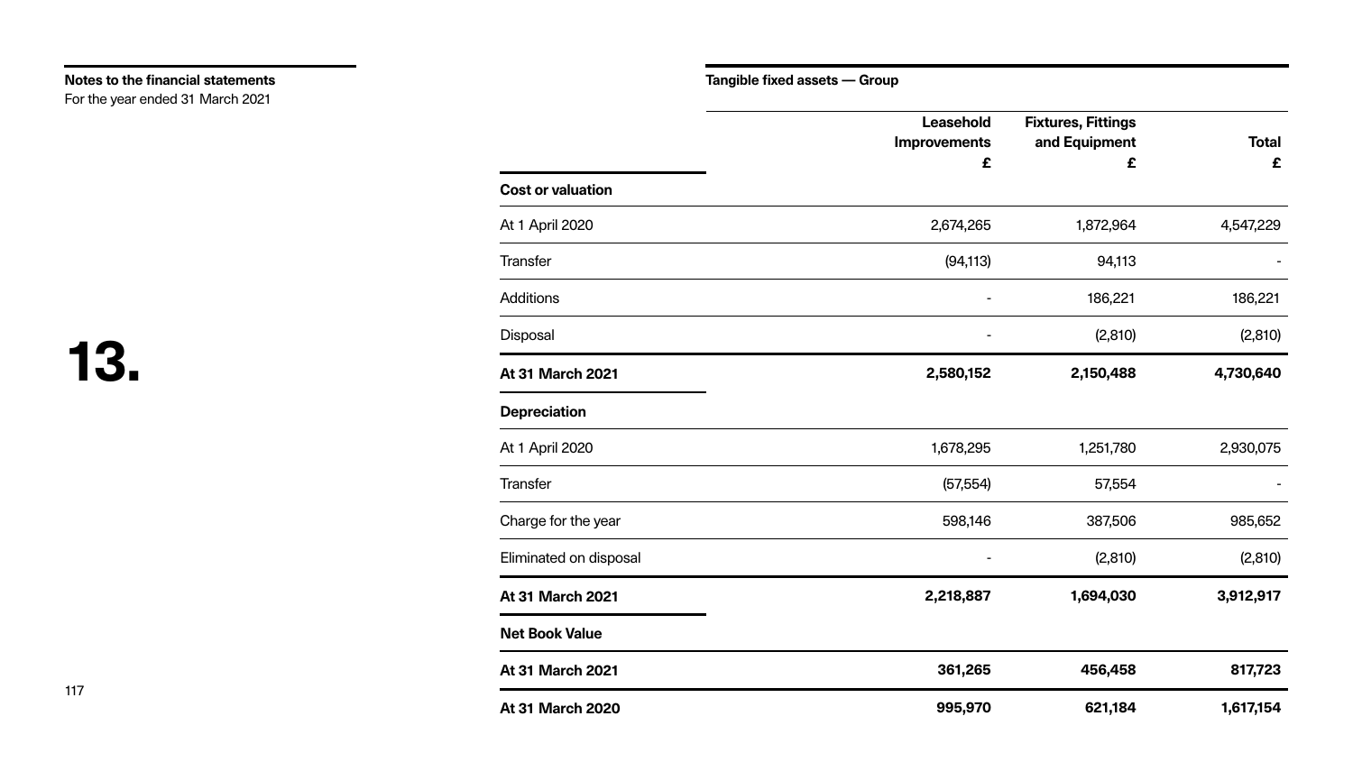**Notes to the financial statements**
For the year ended 31 March 2021

# 13.

**Tangible fixed assets — Group**

| | Leasehold Improvements £ | Fixtures, Fittings and Equipment £ | Total £ |
|---|---|---|---|
| **Cost or valuation** | | | |
| At 1 April 2020 | 2,674,265 | 1,872,964 | 4,547,229 |
| Transfer | (94,113) | 94,113 | - |
| Additions | - | 186,221 | 186,221 |
| Disposal | - | (2,810) | (2,810) |
| **At 31 March 2021** | **2,580,152** | **2,150,488** | **4,730,640** |
| **Depreciation** | | | |
| At 1 April 2020 | 1,678,295 | 1,251,780 | 2,930,075 |
| Transfer | (57,554) | 57,554 | - |
| Charge for the year | 598,146 | 387,506 | 985,652 |
| Eliminated on disposal | - | (2,810) | (2,810) |
| **At 31 March 2021** | **2,218,887** | **1,694,030** | **3,912,917** |
| **Net Book Value** | | | |
| **At 31 March 2021** | **361,265** | **456,458** | **817,723** |
| **At 31 March 2020** | **995,970** | **621,184** | **1,617,154** |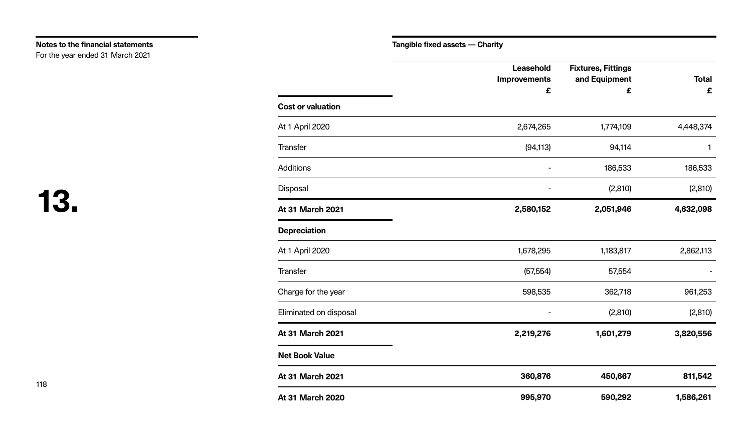**Notes to the financial statements**
For the year ended 31 March 2021

# 13.

**Tangible fixed assets — Charity**

| | Leasehold Improvements £ | Fixtures, Fittings and Equipment £ | Total £ |
|---|---|---|---|
| **Cost or valuation** | | | |
| At 1 April 2020 | 2,674,265 | 1,774,109 | 4,448,374 |
| Transfer | (94,113) | 94,114 | 1 |
| Additions | - | 186,533 | 186,533 |
| Disposal | - | (2,810) | (2,810) |
| **At 31 March 2021** | **2,580,152** | **2,051,946** | **4,632,098** |
| **Depreciation** | | | |
| At 1 April 2020 | 1,678,295 | 1,183,817 | 2,862,113 |
| Transfer | (57,554) | 57,554 | - |
| Charge for the year | 598,535 | 362,718 | 961,253 |
| Eliminated on disposal | - | (2,810) | (2,810) |
| **At 31 March 2021** | **2,219,276** | **1,601,279** | **3,820,556** |
| **Net Book Value** | | | |
| **At 31 March 2021** | **360,876** | **450,667** | **811,542** |
| **At 31 March 2020** | **995,970** | **590,292** | **1,586,261** |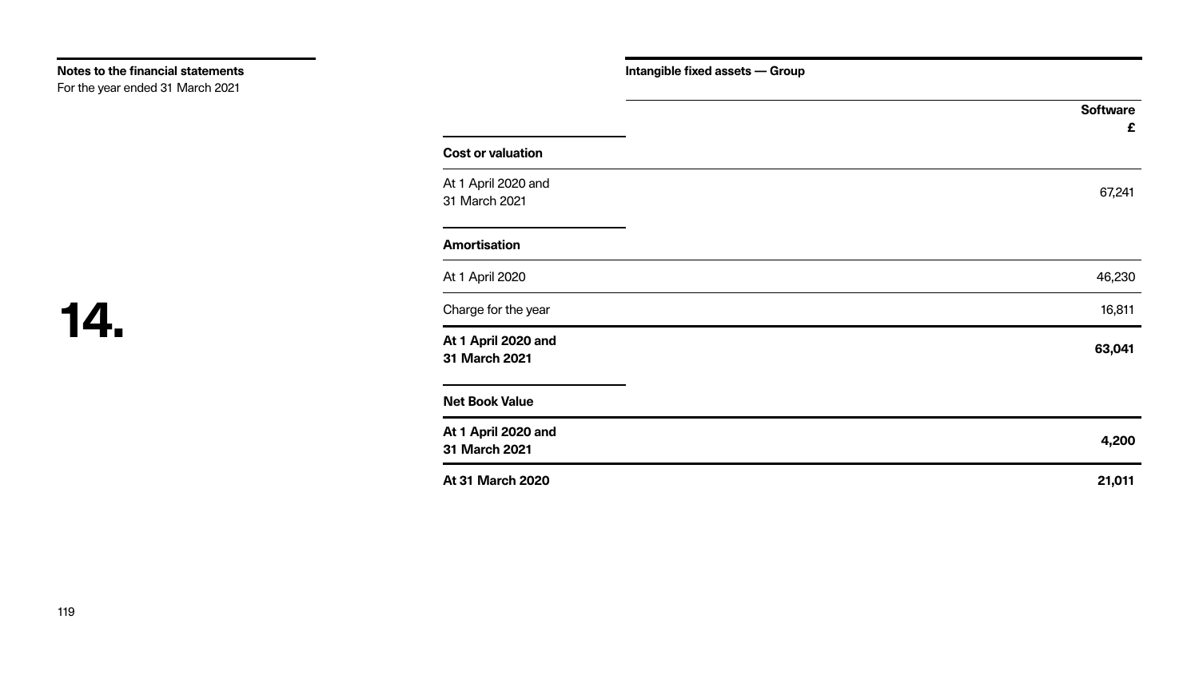**Notes to the financial statements**
For the year ended 31 March 2021

# 14.

**Intangible fixed assets — Group**

| | Software £ |
|---|---|
| **Cost or valuation** | |
| At 1 April 2020 and 31 March 2021 | 67,241 |
| **Amortisation** | |
| At 1 April 2020 | 46,230 |
| Charge for the year | 16,811 |
| **At 1 April 2020 and 31 March 2021** | **63,041** |
| **Net Book Value** | |
| **At 1 April 2020 and 31 March 2021** | **4,200** |
| **At 31 March 2020** | **21,011** |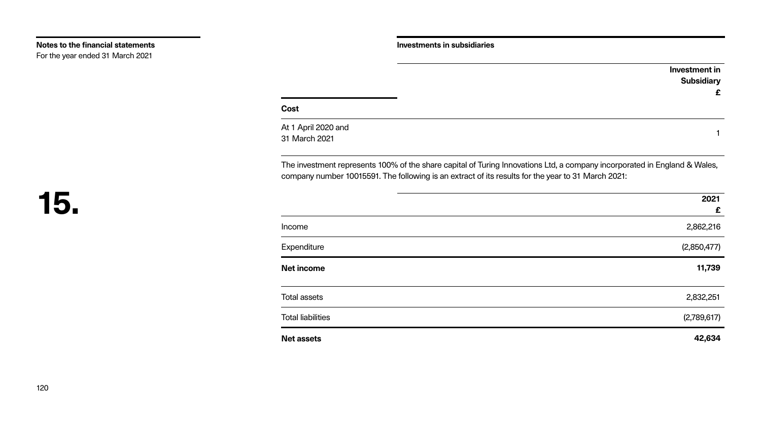**Notes to the financial statements**
For the year ended 31 March 2021

# 15.

## Investments in subsidiaries

| | Investment in Subsidiary £ |
|---|---|
| **Cost** | |
| At 1 April 2020 and 31 March 2021 | 1 |

The investment represents 100% of the share capital of Turing Innovations Ltd, a company incorporated in England & Wales, company number 10015591. The following is an extract of its results for the year to 31 March 2021:

| | 2021 £ |
|---|---|
| Income | 2,862,216 |
| Expenditure | (2,850,477) |
| **Net income** | **11,739** |
| Total assets | 2,832,251 |
| Total liabilities | (2,789,617) |
| **Net assets** | **42,634** |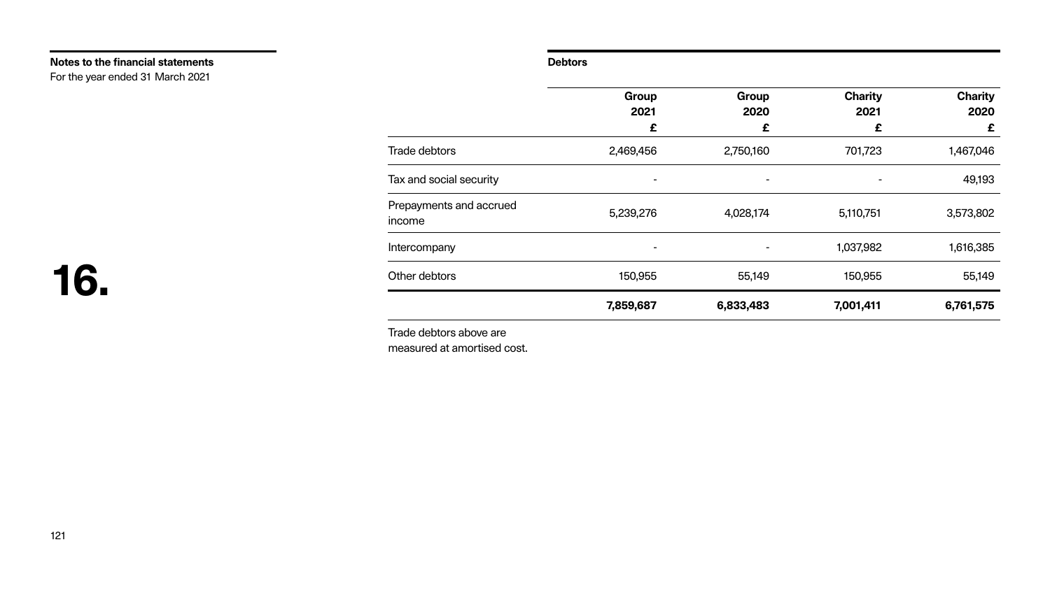**Notes to the financial statements**
For the year ended 31 March 2021

# 16.

**Debtors**

| | Group 2021 £ | Group 2020 £ | Charity 2021 £ | Charity 2020 £ |
|---|---|---|---|---|
| Trade debtors | 2,469,456 | 2,750,160 | 701,723 | 1,467,046 |
| Tax and social security | - | - | - | 49,193 |
| Prepayments and accrued income | 5,239,276 | 4,028,174 | 5,110,751 | 3,573,802 |
| Intercompany | - | - | 1,037,982 | 1,616,385 |
| Other debtors | 150,955 | 55,149 | 150,955 | 55,149 |
| | **7,859,687** | **6,833,483** | **7,001,411** | **6,761,575** |

Trade debtors above are measured at amortised cost.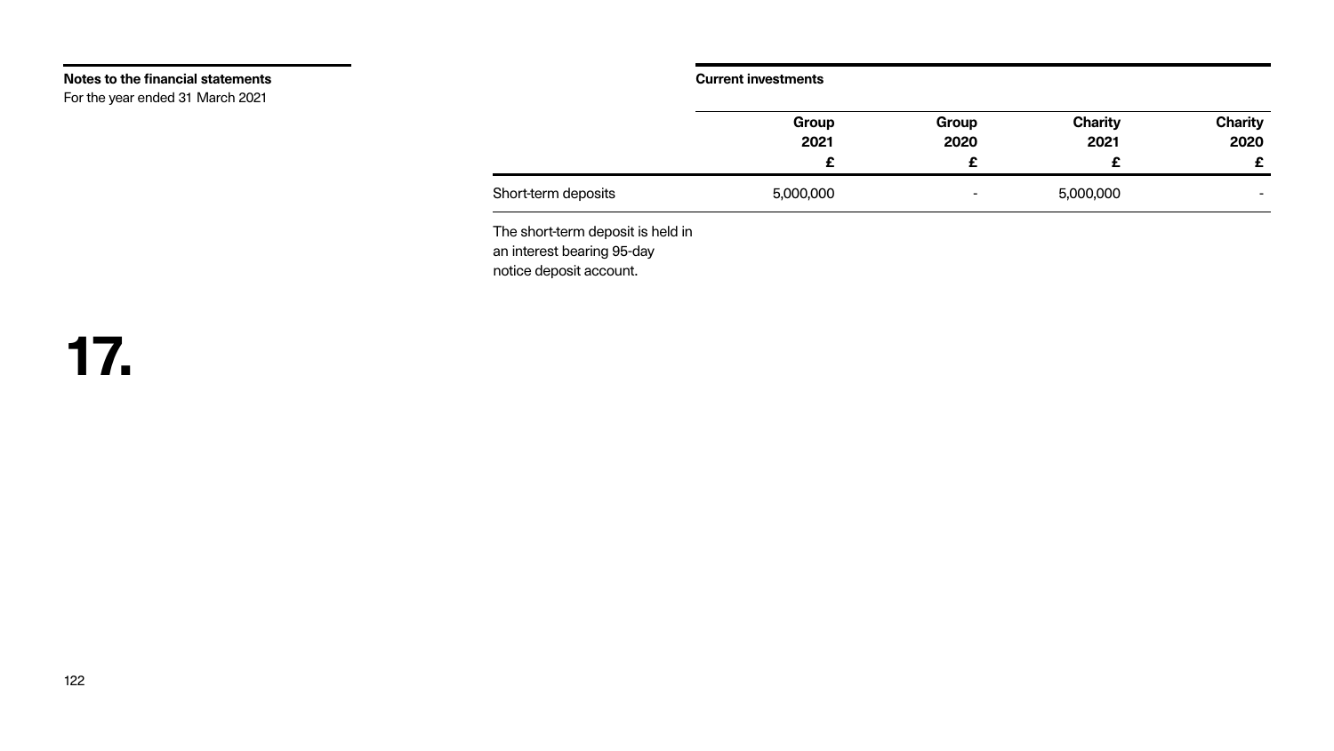**Notes to the financial statements**
For the year ended 31 March 2021

# 17.

## Current investments

| | Group 2021 £ | Group 2020 £ | Charity 2021 £ | Charity 2020 £ |
|---|---|---|---|---|
| Short-term deposits | 5,000,000 | - | 5,000,000 | - |

The short-term deposit is held in an interest bearing 95-day notice deposit account.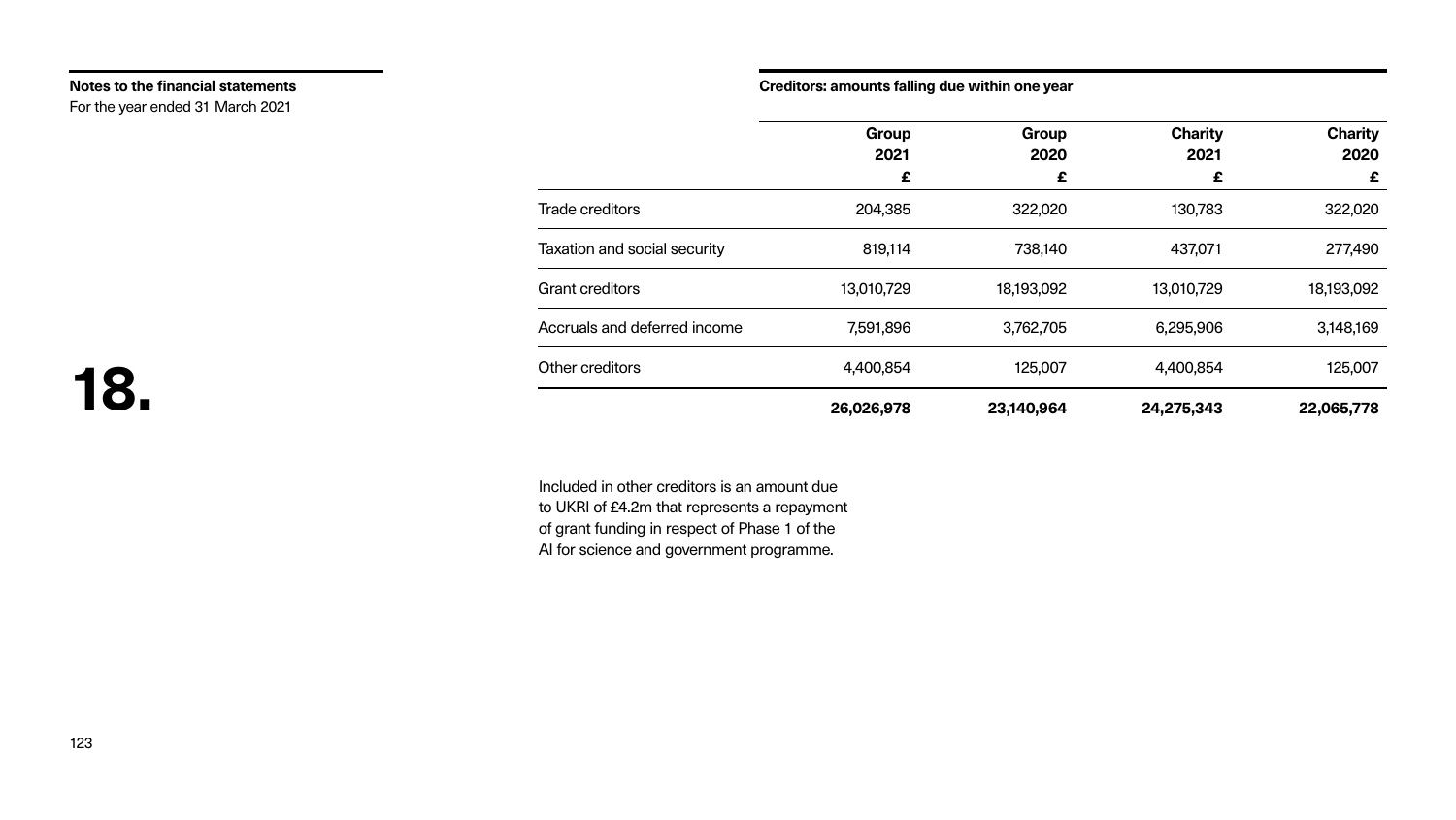**Notes to the financial statements**
For the year ended 31 March 2021

# 18.

**Creditors: amounts falling due within one year**

| | Group 2021 £ | Group 2020 £ | Charity 2021 £ | Charity 2020 £ |
|---|---|---|---|---|
| Trade creditors | 204,385 | 322,020 | 130,783 | 322,020 |
| Taxation and social security | 819,114 | 738,140 | 437,071 | 277,490 |
| Grant creditors | 13,010,729 | 18,193,092 | 13,010,729 | 18,193,092 |
| Accruals and deferred income | 7,591,896 | 3,762,705 | 6,295,906 | 3,148,169 |
| Other creditors | 4,400,854 | 125,007 | 4,400,854 | 125,007 |
| | **26,026,978** | **23,140,964** | **24,275,343** | **22,065,778** |

Included in other creditors is an amount due to UKRI of £4.2m that represents a repayment of grant funding in respect of Phase 1 of the AI for science and government programme.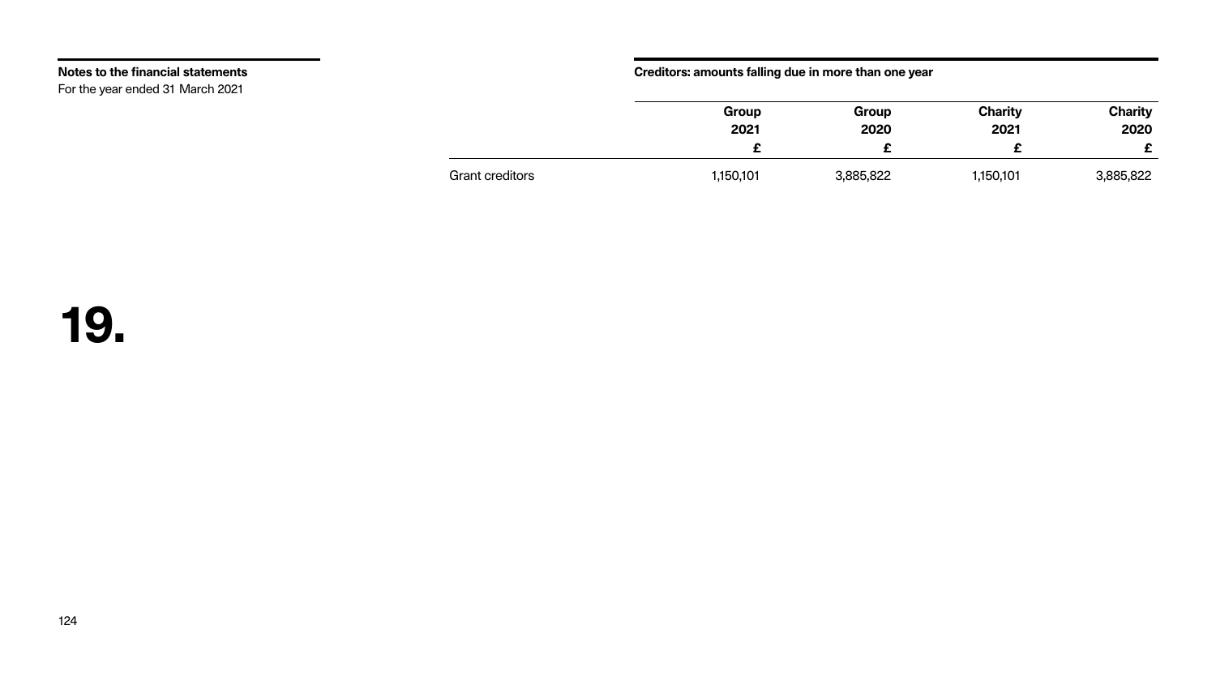## 19.

### Creditors: amounts falling due in more than one year

| | Group 2021 £ | Group 2020 £ | Charity 2021 £ | Charity 2020 £ |
|---|---|---|---|---|
| Grant creditors | 1,150,101 | 3,885,822 | 1,150,101 | 3,885,822 |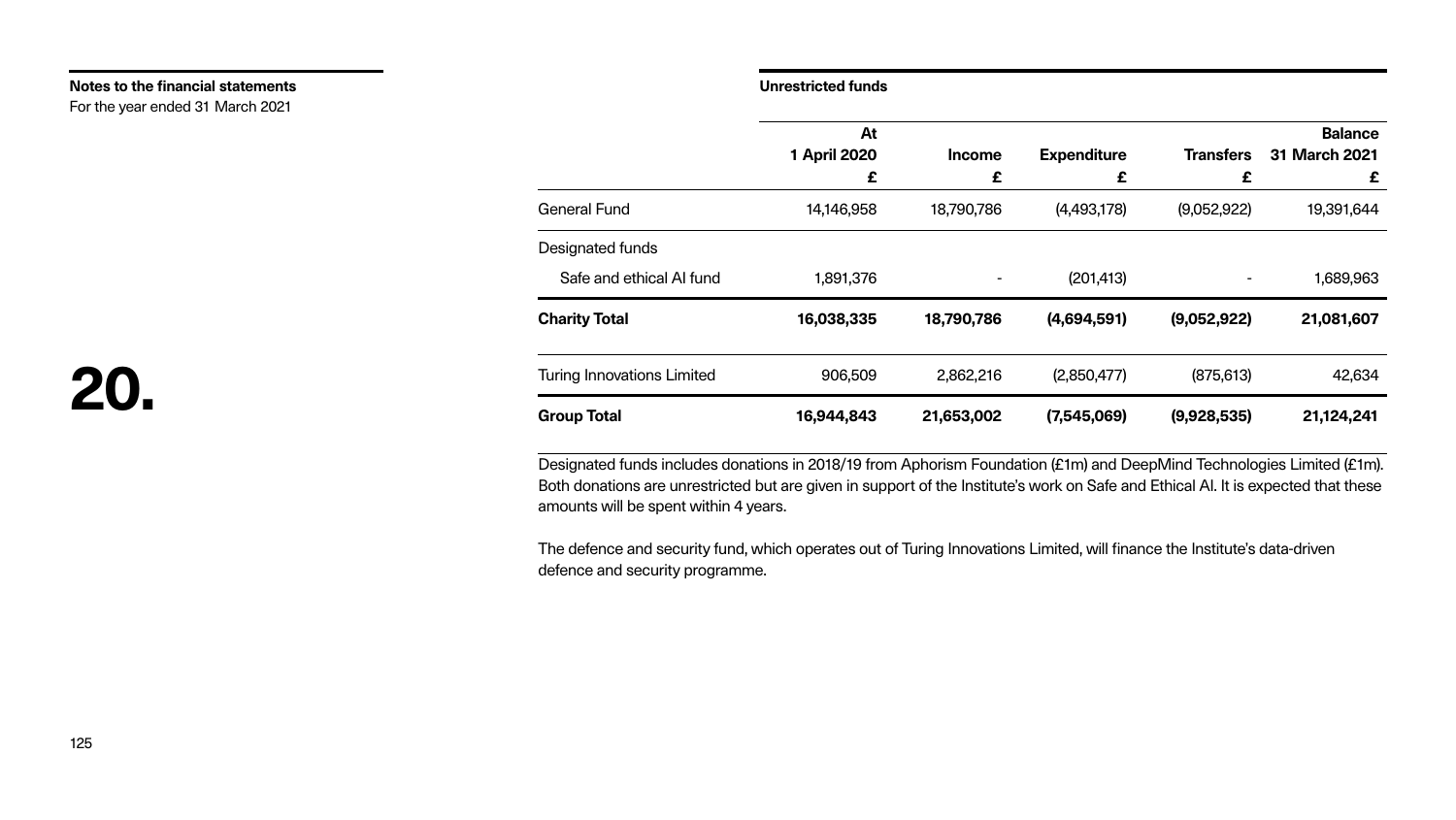**Notes to the financial statements**
For the year ended 31 March 2021

# 20.

**Unrestricted funds**

| | At 1 April 2020 £ | Income £ | Expenditure £ | Transfers £ | Balance 31 March 2021 £ |
|---|---|---|---|---|---|
| General Fund | 14,146,958 | 18,790,786 | (4,493,178) | (9,052,922) | 19,391,644 |
| Designated funds | | | | | |
| Safe and ethical AI fund | 1,891,376 | - | (201,413) | - | 1,689,963 |
| **Charity Total** | **16,038,335** | **18,790,786** | **(4,694,591)** | **(9,052,922)** | **21,081,607** |
| Turing Innovations Limited | 906,509 | 2,862,216 | (2,850,477) | (875,613) | 42,634 |
| **Group Total** | **16,944,843** | **21,653,002** | **(7,545,069)** | **(9,928,535)** | **21,124,241** |

Designated funds includes donations in 2018/19 from Aphorism Foundation (£1m) and DeepMind Technologies Limited (£1m). Both donations are unrestricted but are given in support of the Institute's work on Safe and Ethical AI. It is expected that these amounts will be spent within 4 years.

The defence and security fund, which operates out of Turing Innovations Limited, will finance the Institute's data-driven defence and security programme.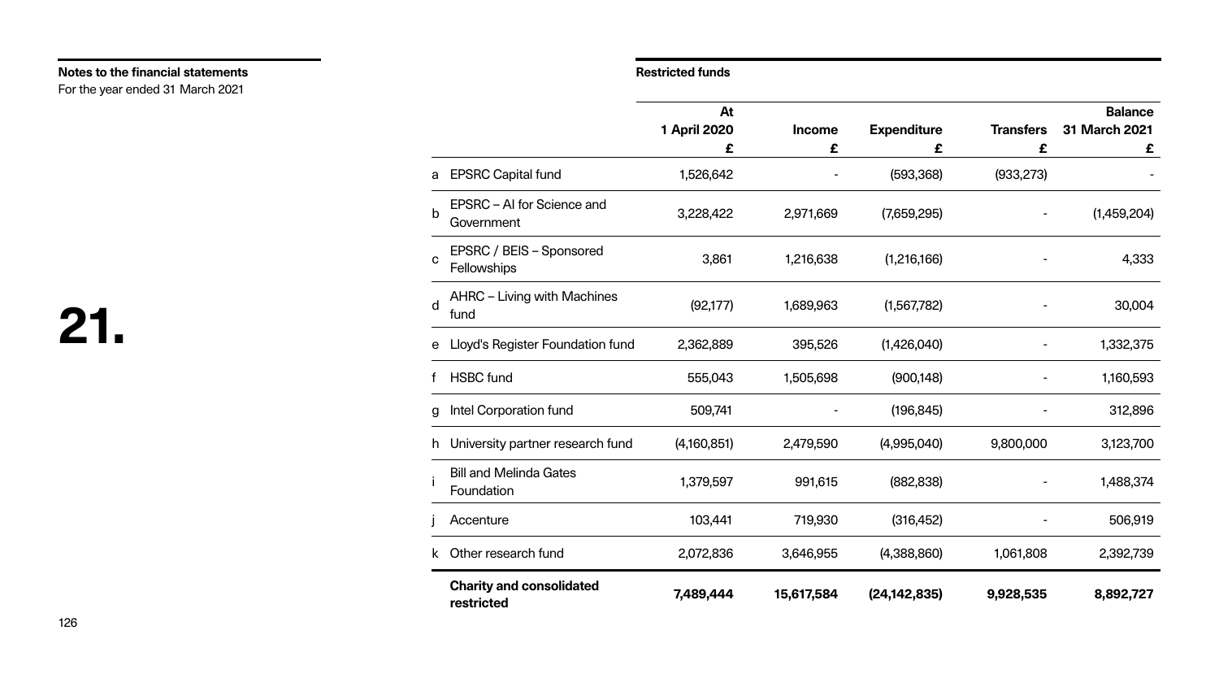**Notes to the financial statements**
For the year ended 31 March 2021

# 21.

**Restricted funds**

| | | At 1 April 2020 £ | Income £ | Expenditure £ | Transfers £ | Balance 31 March 2021 £ |
|---|---|---|---|---|---|---|
| a | EPSRC Capital fund | 1,526,642 | - | (593,368) | (933,273) | - |
| b | EPSRC – AI for Science and Government | 3,228,422 | 2,971,669 | (7,659,295) | - | (1,459,204) |
| c | EPSRC / BEIS – Sponsored Fellowships | 3,861 | 1,216,638 | (1,216,166) | - | 4,333 |
| d | AHRC – Living with Machines fund | (92,177) | 1,689,963 | (1,567,782) | - | 30,004 |
| e | Lloyd's Register Foundation fund | 2,362,889 | 395,526 | (1,426,040) | - | 1,332,375 |
| f | HSBC fund | 555,043 | 1,505,698 | (900,148) | - | 1,160,593 |
| g | Intel Corporation fund | 509,741 | - | (196,845) | - | 312,896 |
| h | University partner research fund | (4,160,851) | 2,479,590 | (4,995,040) | 9,800,000 | 3,123,700 |
| i | Bill and Melinda Gates Foundation | 1,379,597 | 991,615 | (882,838) | - | 1,488,374 |
| j | Accenture | 103,441 | 719,930 | (316,452) | - | 506,919 |
| k | Other research fund | 2,072,836 | 3,646,955 | (4,388,860) | 1,061,808 | 2,392,739 |
| | **Charity and consolidated restricted** | **7,489,444** | **15,617,584** | **(24,142,835)** | **9,928,535** | **8,892,727** |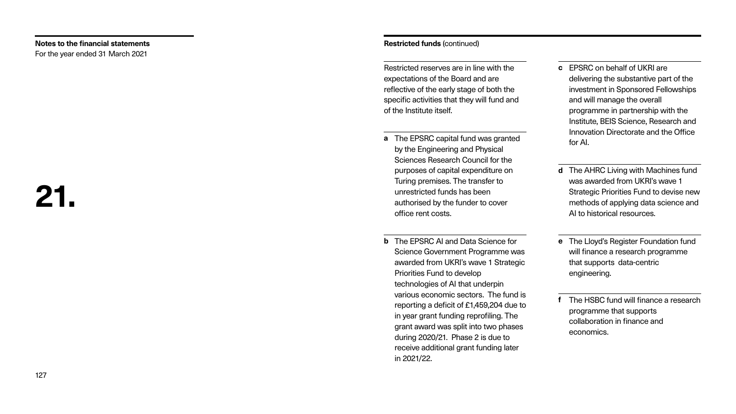**Notes to the financial statements**
For the year ended 31 March 2021

# 21.

**Restricted funds** (continued)

Restricted reserves are in line with the expectations of the Board and are reflective of the early stage of both the specific activities that they will fund and of the Institute itself.

**a** The EPSRC capital fund was granted by the Engineering and Physical Sciences Research Council for the purposes of capital expenditure on Turing premises. The transfer to unrestricted funds has been authorised by the funder to cover office rent costs.

**b** The EPSRC AI and Data Science for Science Government Programme was awarded from UKRI's wave 1 Strategic Priorities Fund to develop technologies of AI that underpin various economic sectors. The fund is reporting a deficit of £1,459,204 due to in year grant funding reprofiling. The grant award was split into two phases during 2020/21. Phase 2 is due to receive additional grant funding later in 2021/22.

**c** EPSRC on behalf of UKRI are delivering the substantive part of the investment in Sponsored Fellowships and will manage the overall programme in partnership with the Institute, BEIS Science, Research and Innovation Directorate and the Office for AI.

**d** The AHRC Living with Machines fund was awarded from UKRI's wave 1 Strategic Priorities Fund to devise new methods of applying data science and AI to historical resources.

**e** The Lloyd's Register Foundation fund will finance a research programme that supports data-centric engineering.

**f** The HSBC fund will finance a research programme that supports collaboration in finance and economics.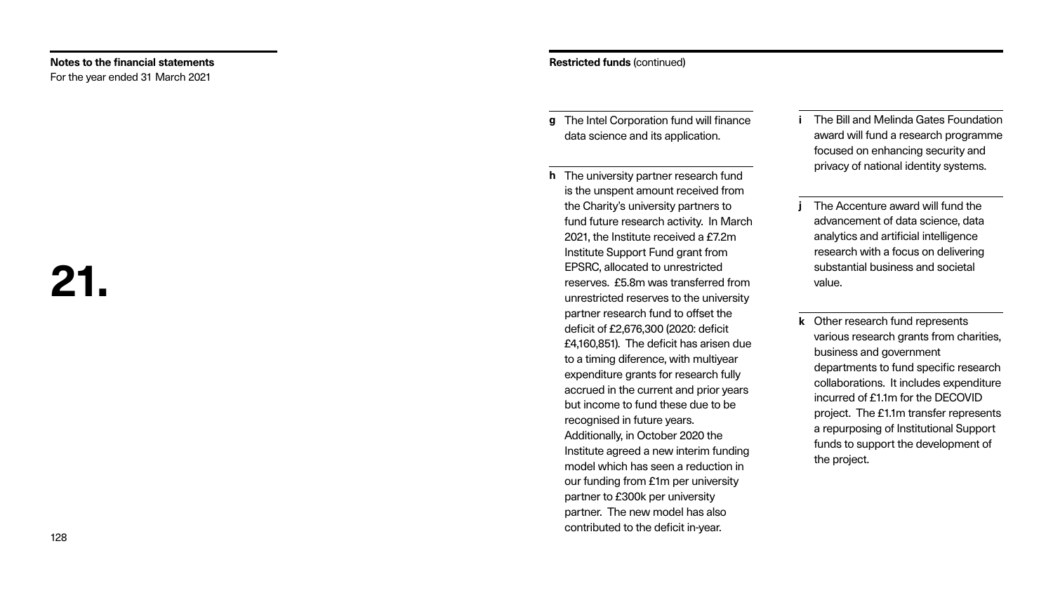**Notes to the financial statements**
For the year ended 31 March 2021

# 21.

**Restricted funds** (continued)

**g** The Intel Corporation fund will finance data science and its application.

**h** The university partner research fund is the unspent amount received from the Charity's university partners to fund future research activity. In March 2021, the Institute received a £7.2m Institute Support Fund grant from EPSRC, allocated to unrestricted reserves. £5.8m was transferred from unrestricted reserves to the university partner research fund to offset the deficit of £2,676,300 (2020: deficit £4,160,851). The deficit has arisen due to a timing diference, with multiyear expenditure grants for research fully accrued in the current and prior years but income to fund these due to be recognised in future years. Additionally, in October 2020 the Institute agreed a new interim funding model which has seen a reduction in our funding from £1m per university partner to £300k per university partner. The new model has also contributed to the deficit in-year.

**i** The Bill and Melinda Gates Foundation award will fund a research programme focused on enhancing security and privacy of national identity systems.

**j** The Accenture award will fund the advancement of data science, data analytics and artificial intelligence research with a focus on delivering substantial business and societal value.

**k** Other research fund represents various research grants from charities, business and government departments to fund specific research collaborations. It includes expenditure incurred of £1.1m for the DECOVID project. The £1.1m transfer represents a repurposing of Institutional Support funds to support the development of the project.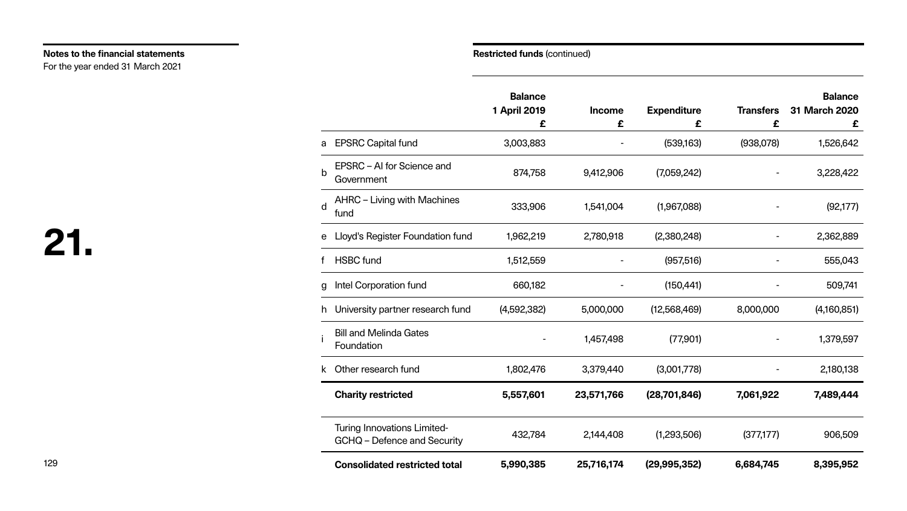**Notes to the financial statements**
For the year ended 31 March 2021

# 21.

**Restricted funds** (continued)

| | | Balance 1 April 2019 £ | Income £ | Expenditure £ | Transfers £ | Balance 31 March 2020 £ |
|---|---|---|---|---|---|---|
| a | EPSRC Capital fund | 3,003,883 | - | (539,163) | (938,078) | 1,526,642 |
| b | EPSRC – AI for Science and Government | 874,758 | 9,412,906 | (7,059,242) | - | 3,228,422 |
| d | AHRC – Living with Machines fund | 333,906 | 1,541,004 | (1,967,088) | - | (92,177) |
| e | Lloyd's Register Foundation fund | 1,962,219 | 2,780,918 | (2,380,248) | - | 2,362,889 |
| f | HSBC fund | 1,512,559 | - | (957,516) | - | 555,043 |
| g | Intel Corporation fund | 660,182 | - | (150,441) | - | 509,741 |
| h | University partner research fund | (4,592,382) | 5,000,000 | (12,568,469) | 8,000,000 | (4,160,851) |
| i | Bill and Melinda Gates Foundation | - | 1,457,498 | (77,901) | - | 1,379,597 |
| k | Other research fund | 1,802,476 | 3,379,440 | (3,001,778) | - | 2,180,138 |
| | **Charity restricted** | **5,557,601** | **23,571,766** | **(28,701,846)** | **7,061,922** | **7,489,444** |
| | Turing Innovations Limited- GCHQ – Defence and Security | 432,784 | 2,144,408 | (1,293,506) | (377,177) | 906,509 |
| | **Consolidated restricted total** | **5,990,385** | **25,716,174** | **(29,995,352)** | **6,684,745** | **8,395,952** |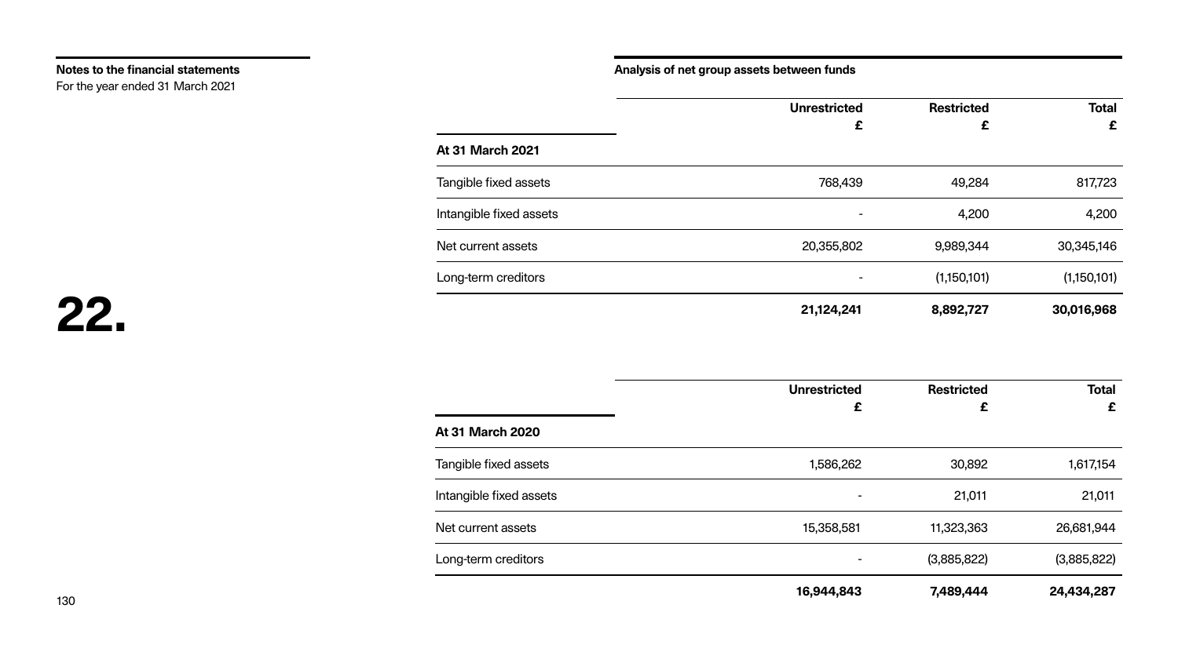## 22.

### Analysis of net group assets between funds

| At 31 March 2021 | Unrestricted £ | Restricted £ | Total £ |
|---|---|---|---|
| Tangible fixed assets | 768,439 | 49,284 | 817,723 |
| Intangible fixed assets | - | 4,200 | 4,200 |
| Net current assets | 20,355,802 | 9,989,344 | 30,345,146 |
| Long-term creditors | - | (1,150,101) | (1,150,101) |
| | **21,124,241** | **8,892,727** | **30,016,968** |

| At 31 March 2020 | Unrestricted £ | Restricted £ | Total £ |
|---|---|---|---|
| Tangible fixed assets | 1,586,262 | 30,892 | 1,617,154 |
| Intangible fixed assets | - | 21,011 | 21,011 |
| Net current assets | 15,358,581 | 11,323,363 | 26,681,944 |
| Long-term creditors | - | (3,885,822) | (3,885,822) |
| | **16,944,843** | **7,489,444** | **24,434,287** |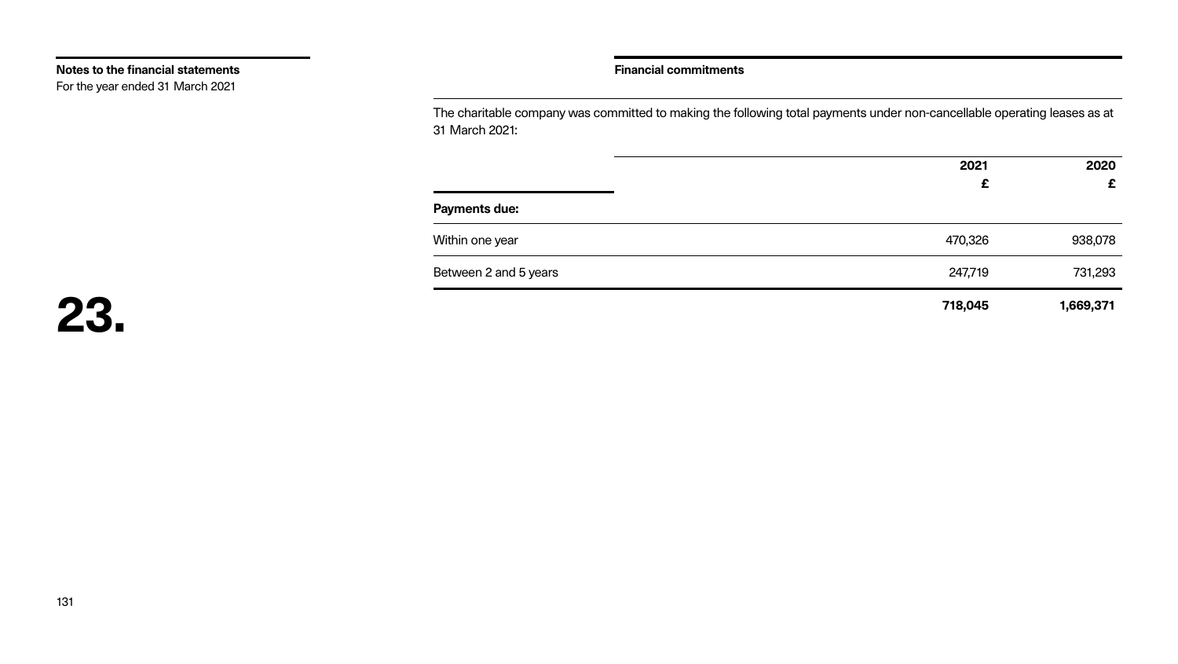## 23. Financial commitments

The charitable company was committed to making the following total payments under non-cancellable operating leases as at 31 March 2021:

| | 2021 £ | 2020 £ |
|---|---|---|
| **Payments due:** | | |
| Within one year | 470,326 | 938,078 |
| Between 2 and 5 years | 247,719 | 731,293 |
| | **718,045** | **1,669,371** |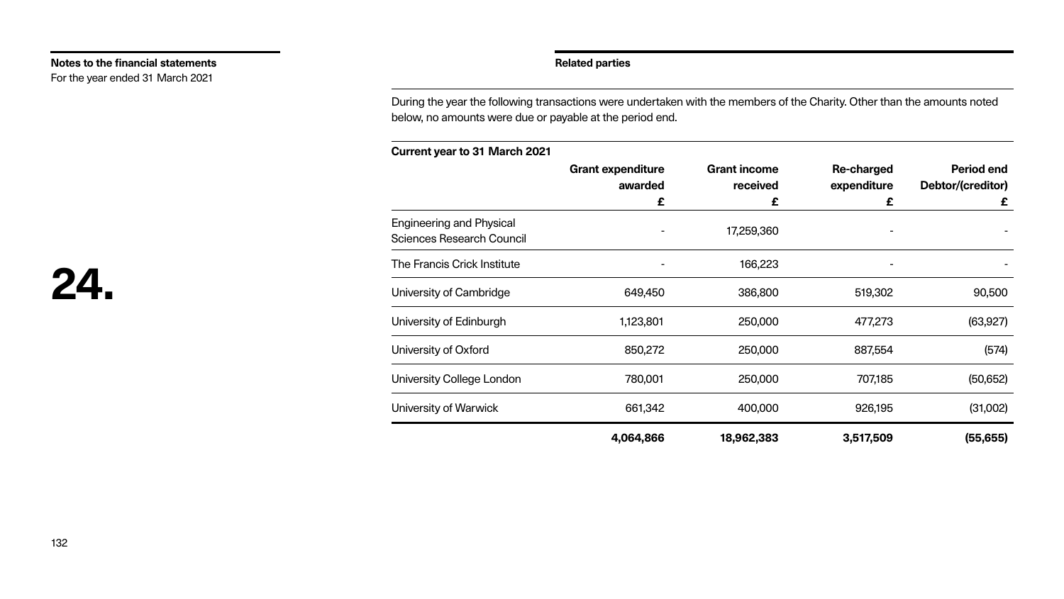## Notes to the financial statements

For the year ended 31 March 2021

# 24.

### Related parties

During the year the following transactions were undertaken with the members of the Charity. Other than the amounts noted below, no amounts were due or payable at the period end.

**Current year to 31 March 2021**

| | Grant expenditure awarded £ | Grant income received £ | Re-charged expenditure £ | Period end Debtor/(creditor) £ |
|---|---|---|---|---|
| Engineering and Physical Sciences Research Council | - | 17,259,360 | - | - |
| The Francis Crick Institute | - | 166,223 | - | - |
| University of Cambridge | 649,450 | 386,800 | 519,302 | 90,500 |
| University of Edinburgh | 1,123,801 | 250,000 | 477,273 | (63,927) |
| University of Oxford | 850,272 | 250,000 | 887,554 | (574) |
| University College London | 780,001 | 250,000 | 707,185 | (50,652) |
| University of Warwick | 661,342 | 400,000 | 926,195 | (31,002) |
| | **4,064,866** | **18,962,383** | **3,517,509** | **(55,655)** |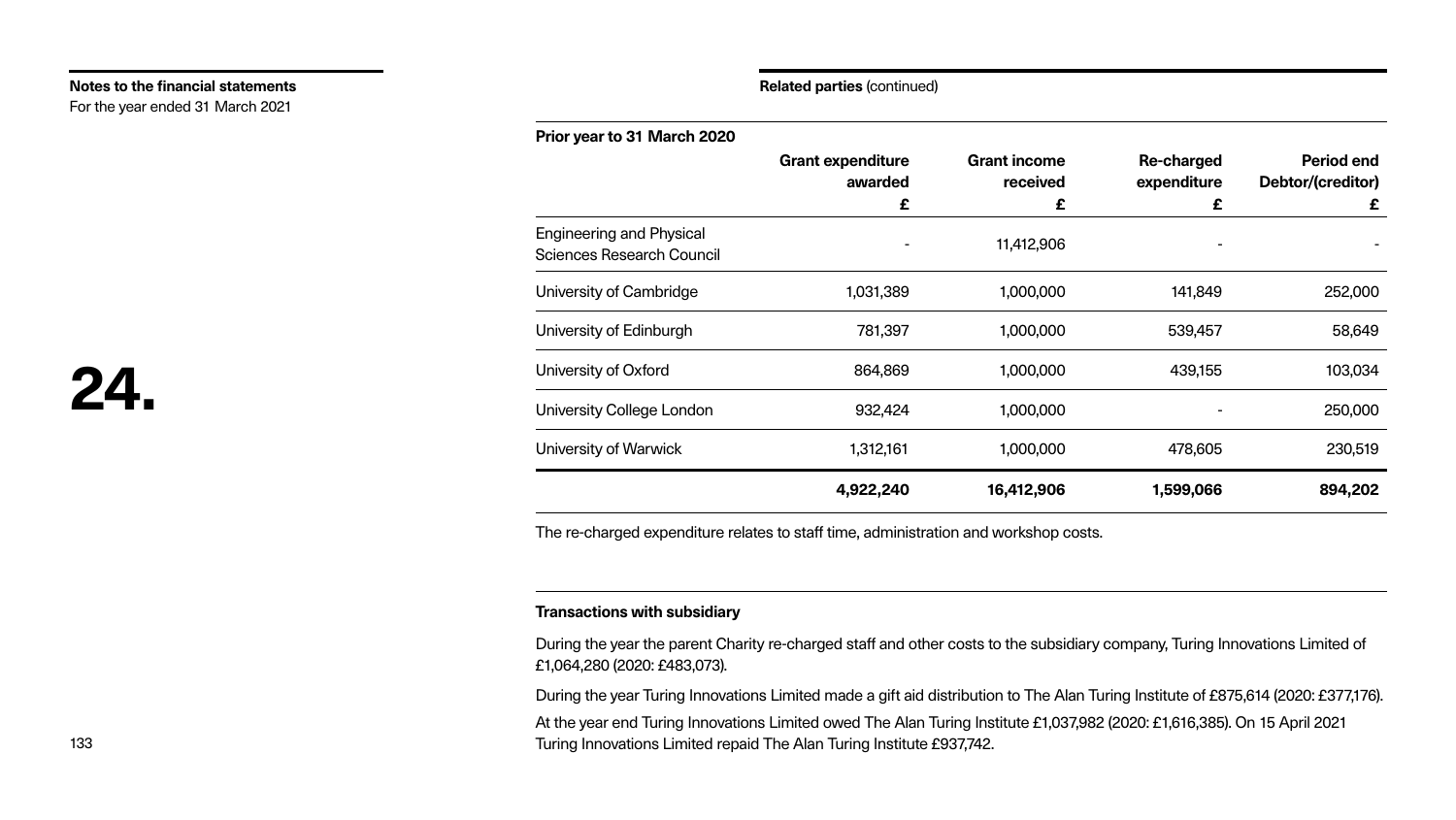**Notes to the financial statements**
For the year ended 31 March 2021

# 24.

**Related parties** (continued)

| Prior year to 31 March 2020 | Grant expenditure awarded £ | Grant income received £ | Re-charged expenditure £ | Period end Debtor/(creditor) £ |
|---|---|---|---|---|
| Engineering and Physical Sciences Research Council | - | 11,412,906 | - | - |
| University of Cambridge | 1,031,389 | 1,000,000 | 141,849 | 252,000 |
| University of Edinburgh | 781,397 | 1,000,000 | 539,457 | 58,649 |
| University of Oxford | 864,869 | 1,000,000 | 439,155 | 103,034 |
| University College London | 932,424 | 1,000,000 | - | 250,000 |
| University of Warwick | 1,312,161 | 1,000,000 | 478,605 | 230,519 |
| | **4,922,240** | **16,412,906** | **1,599,066** | **894,202** |

The re-charged expenditure relates to staff time, administration and workshop costs.

**Transactions with subsidiary**

During the year the parent Charity re-charged staff and other costs to the subsidiary company, Turing Innovations Limited of £1,064,280 (2020: £483,073).

During the year Turing Innovations Limited made a gift aid distribution to The Alan Turing Institute of £875,614 (2020: £377,176).

At the year end Turing Innovations Limited owed The Alan Turing Institute £1,037,982 (2020: £1,616,385). On 15 April 2021 Turing Innovations Limited repaid The Alan Turing Institute £937,742.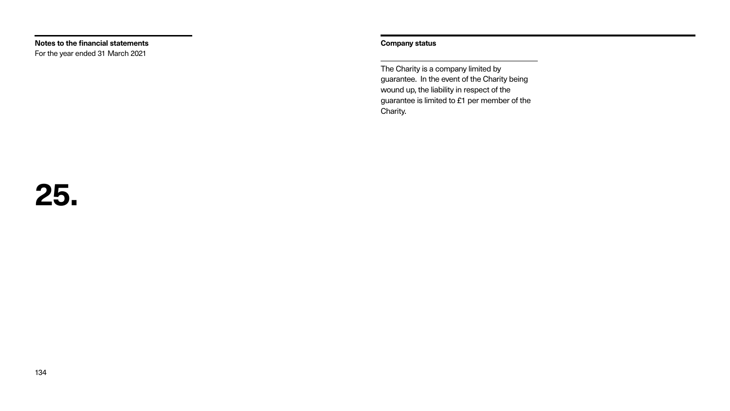# 25. Company status

The Charity is a company limited by guarantee. In the event of the Charity being wound up, the liability in respect of the guarantee is limited to £1 per member of the Charity.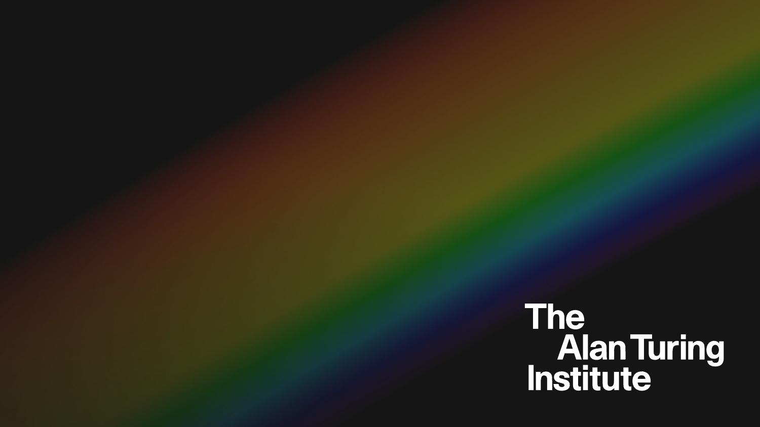The Alan Turing Institute